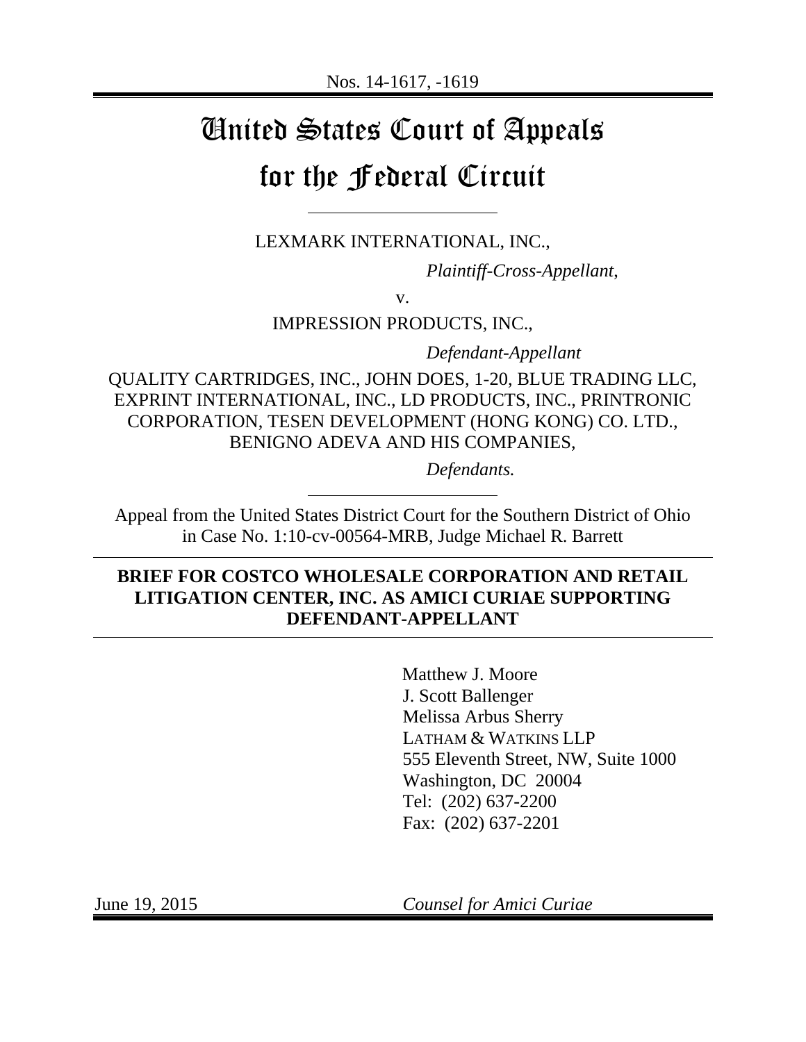Nos. 14-1617, -1619

# United States Court of Appeals for the Federal Circuit

LEXMARK INTERNATIONAL, INC.,

*Plaintiff-Cross-Appellant*,

v.

IMPRESSION PRODUCTS, INC.,

*Defendant-Appellant*

QUALITY CARTRIDGES, INC., JOHN DOES, 1-20, BLUE TRADING LLC, EXPRINT INTERNATIONAL, INC., LD PRODUCTS, INC., PRINTRONIC CORPORATION, TESEN DEVELOPMENT (HONG KONG) CO. LTD., BENIGNO ADEVA AND HIS COMPANIES,

*Defendants.*

Appeal from the United States District Court for the Southern District of Ohio in Case No. 1:10-cv-00564-MRB, Judge Michael R. Barrett

**BRIEF FOR COSTCO WHOLESALE CORPORATION AND RETAIL LITIGATION CENTER, INC. AS AMICI CURIAE SUPPORTING DEFENDANT-APPELLANT**

Matthew J. Moore
J. Scott Ballenger
Melissa Arbus Sherry
LATHAM & WATKINS LLP
555 Eleventh Street, NW, Suite 1000
Washington, DC 20004
Tel: (202) 637-2200
Fax: (202) 637-2201

June 19, 2015

*Counsel for Amici Curiae*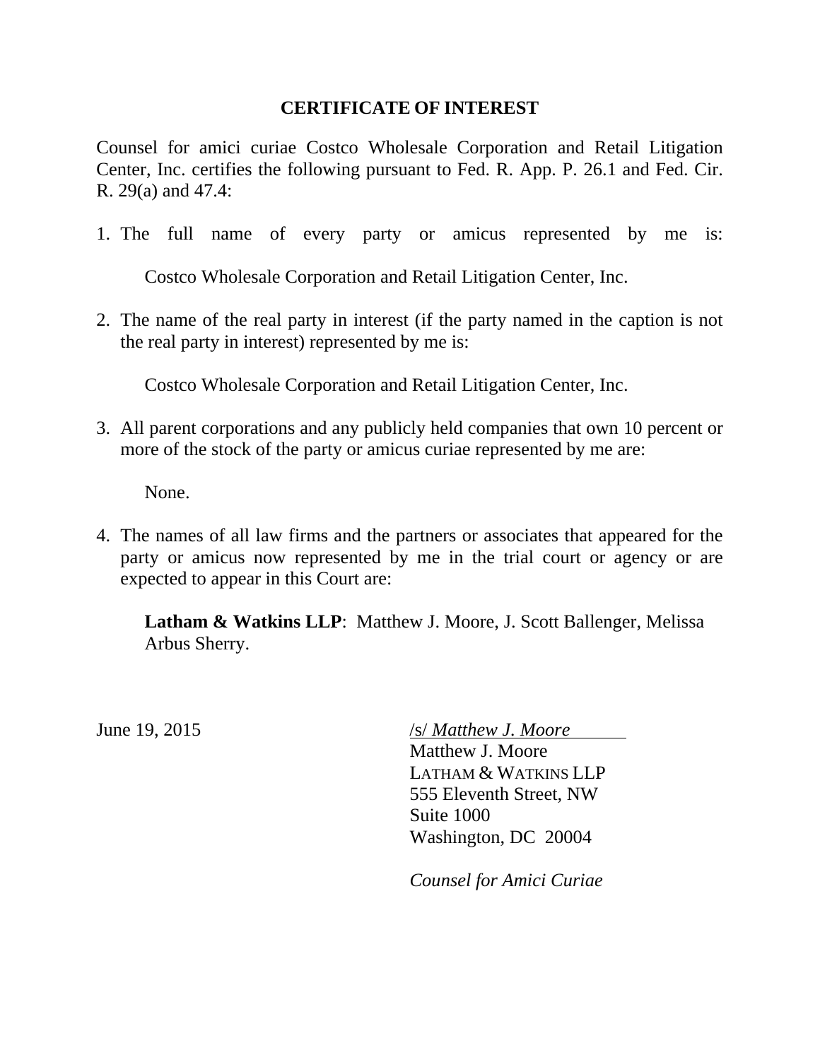# CERTIFICATE OF INTEREST

Counsel for amici curiae Costco Wholesale Corporation and Retail Litigation Center, Inc. certifies the following pursuant to Fed. R. App. P. 26.1 and Fed. Cir. R. 29(a) and 47.4:

1. The full name of every party or amicus represented by me is:

   Costco Wholesale Corporation and Retail Litigation Center, Inc.

2. The name of the real party in interest (if the party named in the caption is not the real party in interest) represented by me is:

   Costco Wholesale Corporation and Retail Litigation Center, Inc.

3. All parent corporations and any publicly held companies that own 10 percent or more of the stock of the party or amicus curiae represented by me are:

   None.

4. The names of all law firms and the partners or associates that appeared for the party or amicus now represented by me in the trial court or agency or are expected to appear in this Court are:

   **Latham & Watkins LLP**: Matthew J. Moore, J. Scott Ballenger, Melissa Arbus Sherry.

June 19, 2015

/s/ *Matthew J. Moore*
Matthew J. Moore
LATHAM & WATKINS LLP
555 Eleventh Street, NW
Suite 1000
Washington, DC 20004

*Counsel for Amici Curiae*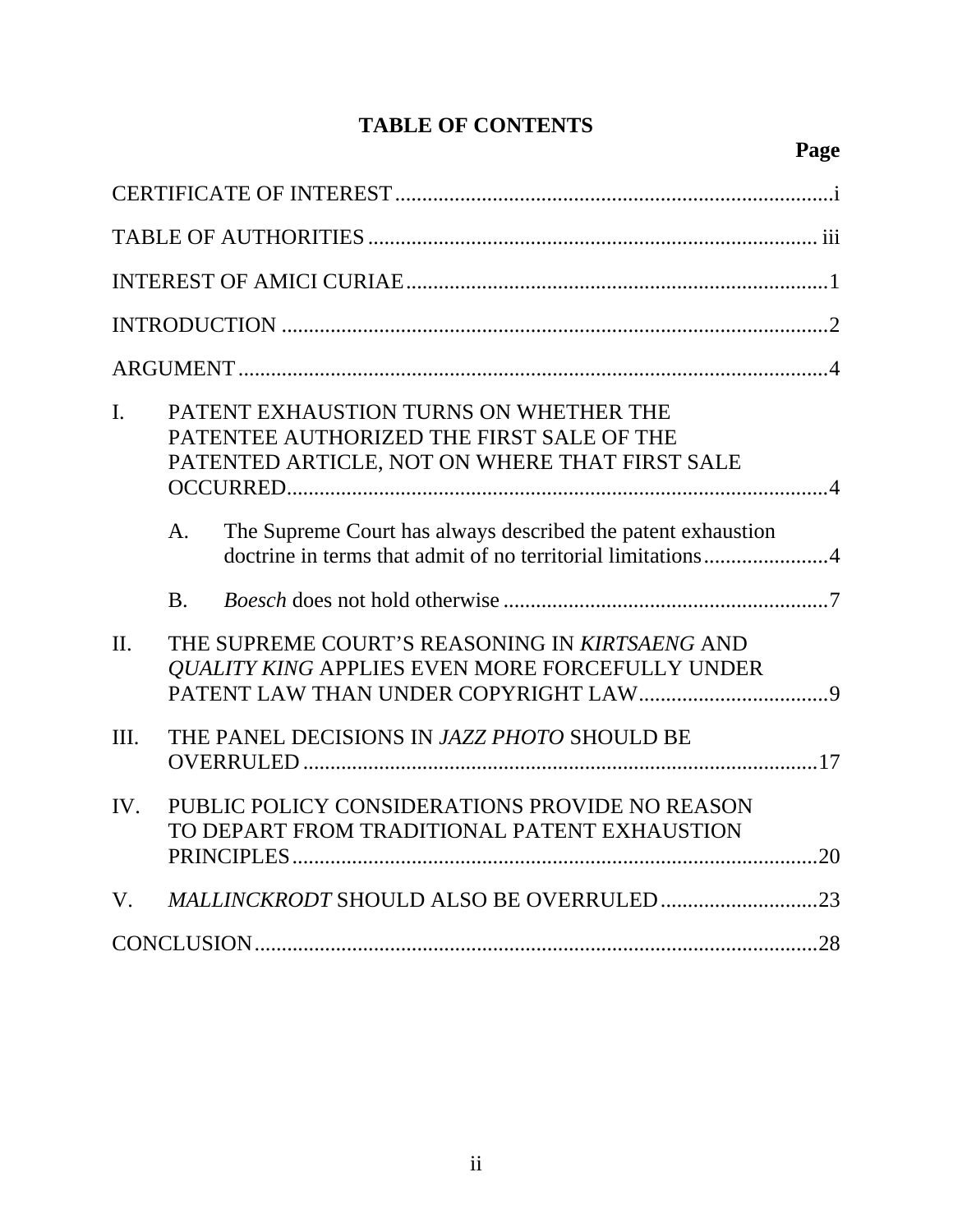# TABLE OF CONTENTS

**Page**

CERTIFICATE OF INTEREST ........ i

TABLE OF AUTHORITIES ........ iii

INTEREST OF AMICI CURIAE ........ 1

INTRODUCTION ........ 2

ARGUMENT ........ 4

I. PATENT EXHAUSTION TURNS ON WHETHER THE PATENTEE AUTHORIZED THE FIRST SALE OF THE PATENTED ARTICLE, NOT ON WHERE THAT FIRST SALE OCCURRED ........ 4

   A. The Supreme Court has always described the patent exhaustion doctrine in terms that admit of no territorial limitations ........ 4

   B. *Boesch* does not hold otherwise ........ 7

II. THE SUPREME COURT'S REASONING IN *KIRTSAENG* AND *QUALITY KING* APPLIES EVEN MORE FORCEFULLY UNDER PATENT LAW THAN UNDER COPYRIGHT LAW ........ 9

III. THE PANEL DECISIONS IN *JAZZ PHOTO* SHOULD BE OVERRULED ........ 17

IV. PUBLIC POLICY CONSIDERATIONS PROVIDE NO REASON TO DEPART FROM TRADITIONAL PATENT EXHAUSTION PRINCIPLES ........ 20

V. *MALLINCKRODT* SHOULD ALSO BE OVERRULED ........ 23

CONCLUSION ........ 28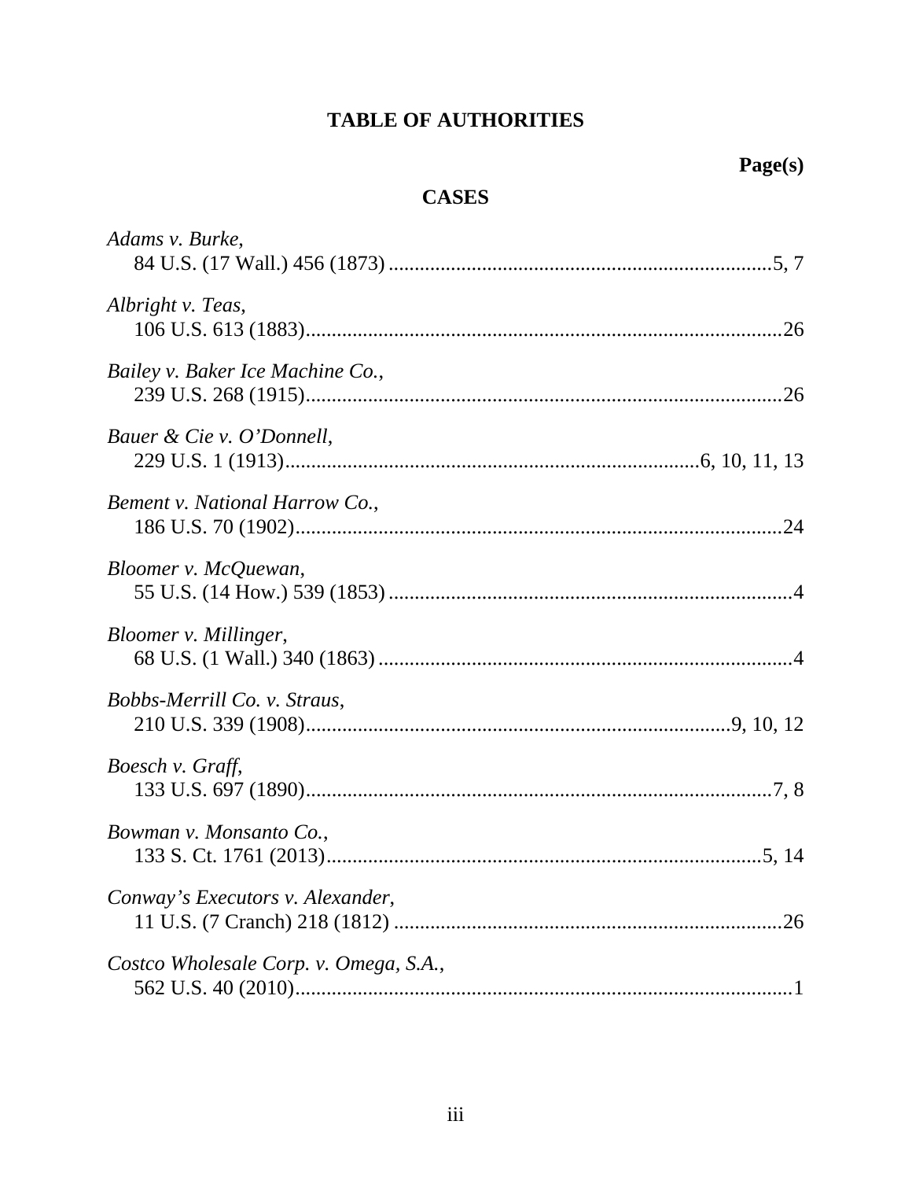# TABLE OF AUTHORITIES

**Page(s)**

## CASES

*Adams v. Burke*,
84 U.S. (17 Wall.) 456 (1873) ..........................................................................5, 7

*Albright v. Teas*,
106 U.S. 613 (1883)...........................................................................................26

*Bailey v. Baker Ice Machine Co.*,
239 U.S. 268 (1915)...........................................................................................26

*Bauer & Cie v. O'Donnell*,
229 U.S. 1 (1913)................................................................................6, 10, 11, 13

*Bement v. National Harrow Co.*,
186 U.S. 70 (1902)..............................................................................................24

*Bloomer v. McQuewan*,
55 U.S. (14 How.) 539 (1853) .............................................................................4

*Bloomer v. Millinger*,
68 U.S. (1 Wall.) 340 (1863) ...............................................................................4

*Bobbs-Merrill Co. v. Straus*,
210 U.S. 339 (1908)...............................................................................9, 10, 12

*Boesch v. Graff*,
133 U.S. 697 (1890)..........................................................................................7, 8

*Bowman v. Monsanto Co.*,
133 S. Ct. 1761 (2013)...................................................................................5, 14

*Conway's Executors v. Alexander*,
11 U.S. (7 Cranch) 218 (1812) ..........................................................................26

*Costco Wholesale Corp. v. Omega, S.A.*,
562 U.S. 40 (2010)................................................................................................1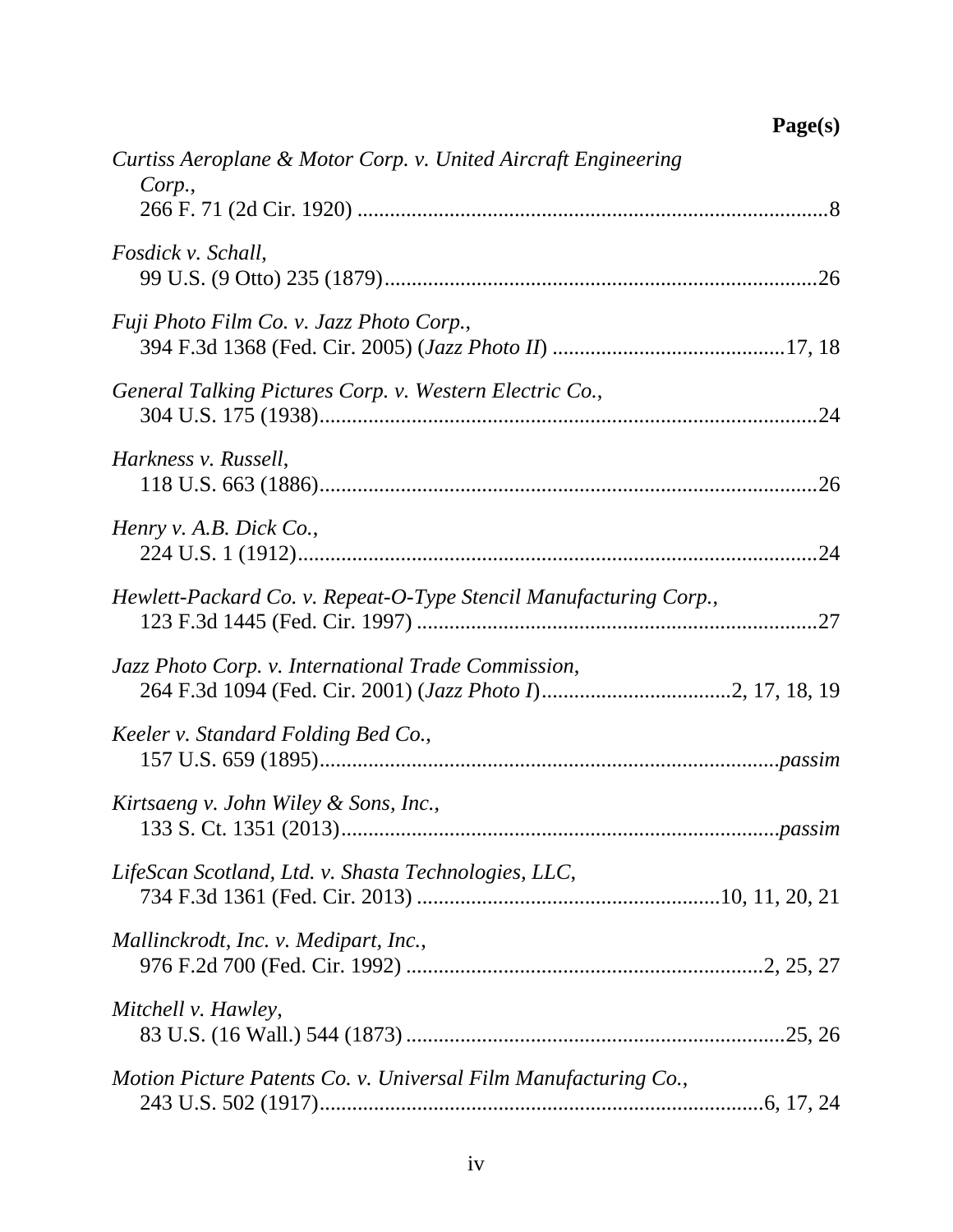**Page(s)**

*Curtiss Aeroplane & Motor Corp. v. United Aircraft Engineering Corp.*,
266 F. 71 (2d Cir. 1920) .......................................................................................8

*Fosdick v. Schall*,
99 U.S. (9 Otto) 235 (1879)................................................................................26

*Fuji Photo Film Co. v. Jazz Photo Corp.*,
394 F.3d 1368 (Fed. Cir. 2005) (*Jazz Photo II*) ...........................................17, 18

*General Talking Pictures Corp. v. Western Electric Co.*,
304 U.S. 175 (1938)............................................................................................24

*Harkness v. Russell*,
118 U.S. 663 (1886)............................................................................................26

*Henry v. A.B. Dick Co.*,
224 U.S. 1 (1912)................................................................................................24

*Hewlett-Packard Co. v. Repeat-O-Type Stencil Manufacturing Corp.*,
123 F.3d 1445 (Fed. Cir. 1997) ..........................................................................27

*Jazz Photo Corp. v. International Trade Commission*,
264 F.3d 1094 (Fed. Cir. 2001) (*Jazz Photo I*)..................................2, 17, 18, 19

*Keeler v. Standard Folding Bed Co.*,
157 U.S. 659 (1895)....................................................................................*passim*

*Kirtsaeng v. John Wiley & Sons, Inc.*,
133 S. Ct. 1351 (2013)................................................................................*passim*

*LifeScan Scotland, Ltd. v. Shasta Technologies, LLC*,
734 F.3d 1361 (Fed. Cir. 2013) .......................................................10, 11, 20, 21

*Mallinckrodt, Inc. v. Medipart, Inc.*,
976 F.2d 700 (Fed. Cir. 1992) ..................................................................2, 25, 27

*Mitchell v. Hawley*,
83 U.S. (16 Wall.) 544 (1873) .....................................................................25, 26

*Motion Picture Patents Co. v. Universal Film Manufacturing Co.*,
243 U.S. 502 (1917).................................................................................6, 17, 24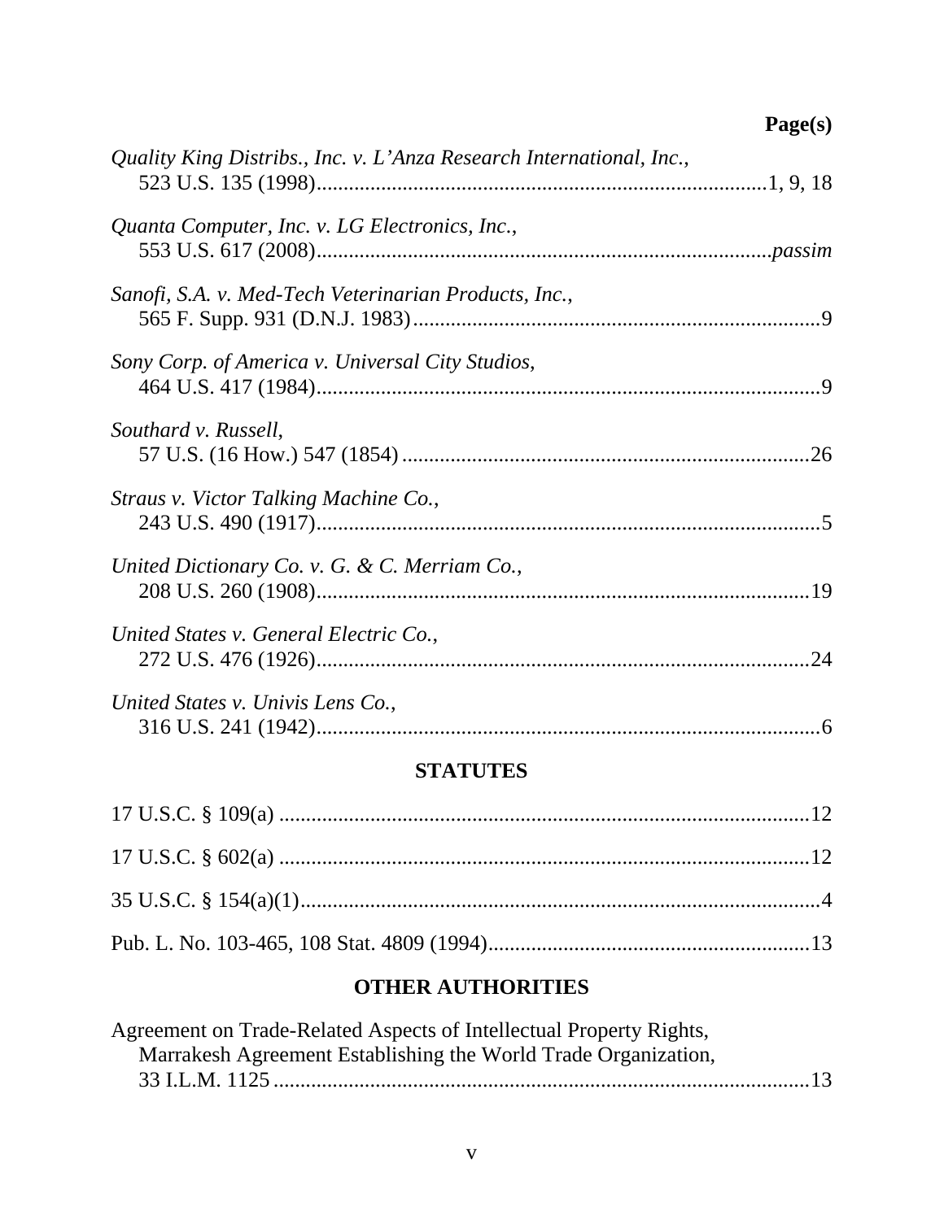**Page(s)**

*Quality King Distribs., Inc. v. L'Anza Research International, Inc.*,
523 U.S. 135 (1998)....................................................................................1, 9, 18

*Quanta Computer, Inc. v. LG Electronics, Inc.*,
553 U.S. 617 (2008)....................................................................................*passim*

*Sanofi, S.A. v. Med-Tech Veterinarian Products, Inc.*,
565 F. Supp. 931 (D.N.J. 1983)..........................................................................9

*Sony Corp. of America v. Universal City Studios*,
464 U.S. 417 (1984)..............................................................................................9

*Southard v. Russell*,
57 U.S. (16 How.) 547 (1854)............................................................................26

*Straus v. Victor Talking Machine Co.*,
243 U.S. 490 (1917)..............................................................................................5

*United Dictionary Co. v. G. & C. Merriam Co.*,
208 U.S. 260 (1908)............................................................................................19

*United States v. General Electric Co.*,
272 U.S. 476 (1926)............................................................................................24

*United States v. Univis Lens Co.*,
316 U.S. 241 (1942)..............................................................................................6

## STATUTES

17 U.S.C. § 109(a) ..................................................................................................12

17 U.S.C. § 602(a) ..................................................................................................12

35 U.S.C. § 154(a)(1)................................................................................................4

Pub. L. No. 103-465, 108 Stat. 4809 (1994)...........................................................13

## OTHER AUTHORITIES

Agreement on Trade-Related Aspects of Intellectual Property Rights,
Marrakesh Agreement Establishing the World Trade Organization,
33 I.L.M. 1125 .....................................................................................................13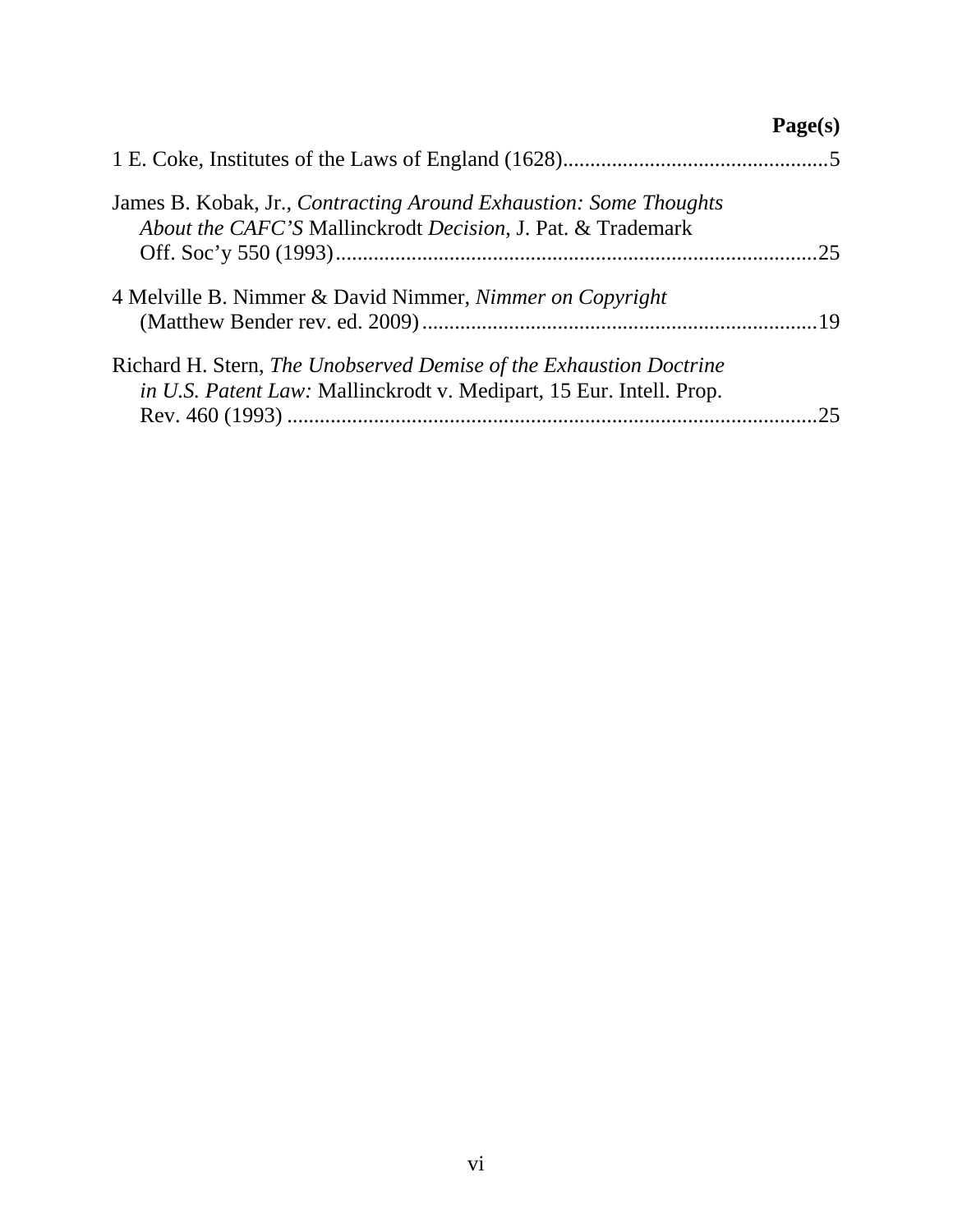**Page(s)**

1 E. Coke, Institutes of the Laws of England (1628)....................................................5

James B. Kobak, Jr., *Contracting Around Exhaustion: Some Thoughts About the CAFC'S* Mallinckrodt *Decision*, J. Pat. & Trademark Off. Soc'y 550 (1993).........................................................................................25

4 Melville B. Nimmer & David Nimmer, *Nimmer on Copyright* (Matthew Bender rev. ed. 2009).........................................................................19

Richard H. Stern, *The Unobserved Demise of the Exhaustion Doctrine in U.S. Patent Law:* Mallinckrodt v. Medipart, 15 Eur. Intell. Prop. Rev. 460 (1993) .................................................................................................25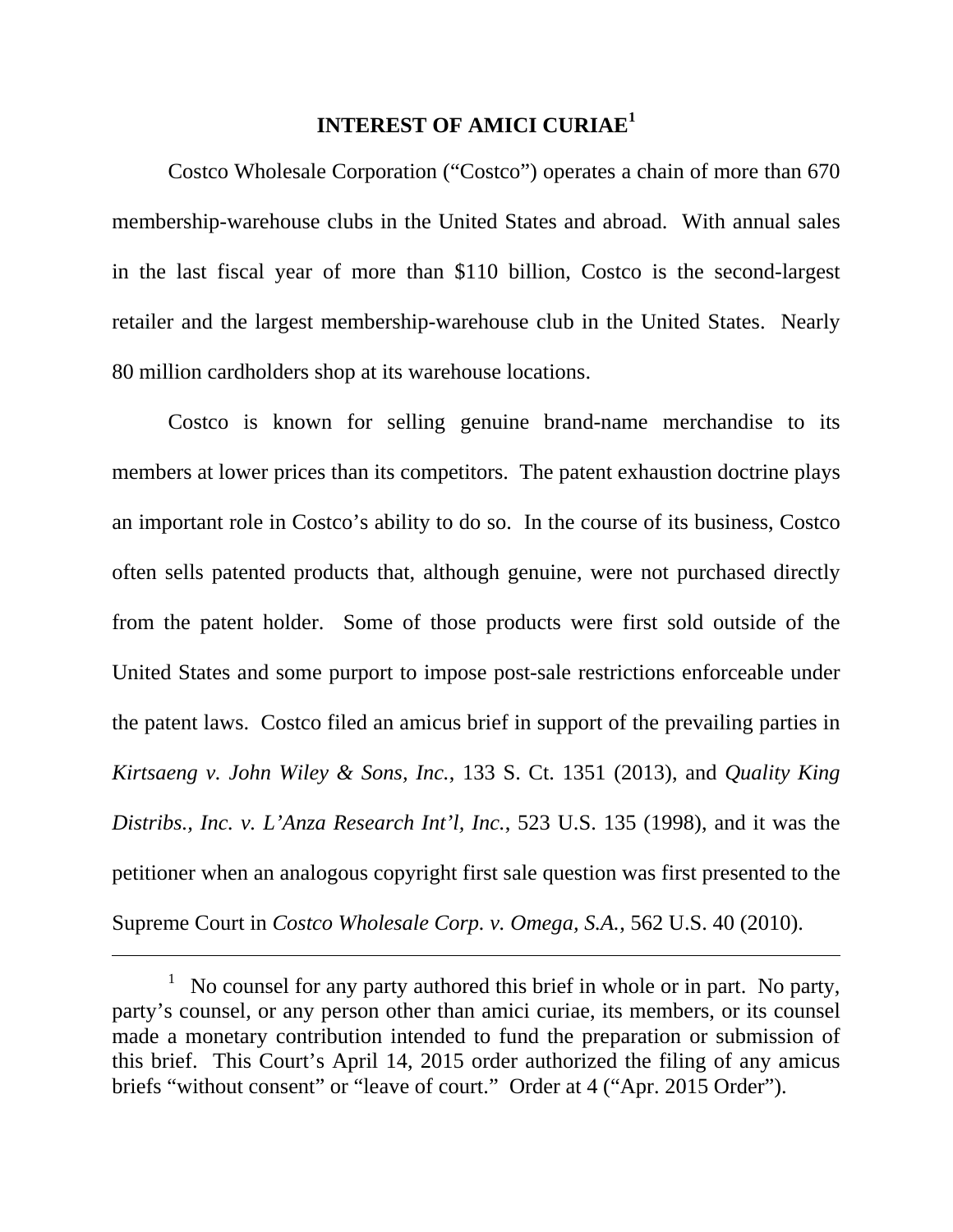## INTEREST OF AMICI CURIAE[1]

Costco Wholesale Corporation ("Costco") operates a chain of more than 670 membership-warehouse clubs in the United States and abroad. With annual sales in the last fiscal year of more than $110 billion, Costco is the second-largest retailer and the largest membership-warehouse club in the United States. Nearly 80 million cardholders shop at its warehouse locations.

Costco is known for selling genuine brand-name merchandise to its members at lower prices than its competitors. The patent exhaustion doctrine plays an important role in Costco's ability to do so. In the course of its business, Costco often sells patented products that, although genuine, were not purchased directly from the patent holder. Some of those products were first sold outside of the United States and some purport to impose post-sale restrictions enforceable under the patent laws. Costco filed an amicus brief in support of the prevailing parties in *Kirtsaeng v. John Wiley & Sons, Inc.*, 133 S. Ct. 1351 (2013), and *Quality King Distribs., Inc. v. L'Anza Research Int'l, Inc.*, 523 U.S. 135 (1998), and it was the petitioner when an analogous copyright first sale question was first presented to the Supreme Court in *Costco Wholesale Corp. v. Omega, S.A.*, 562 U.S. 40 (2010).

---

[1] No counsel for any party authored this brief in whole or in part. No party, party's counsel, or any person other than amici curiae, its members, or its counsel made a monetary contribution intended to fund the preparation or submission of this brief. This Court's April 14, 2015 order authorized the filing of any amicus briefs "without consent" or "leave of court." Order at 4 ("Apr. 2015 Order").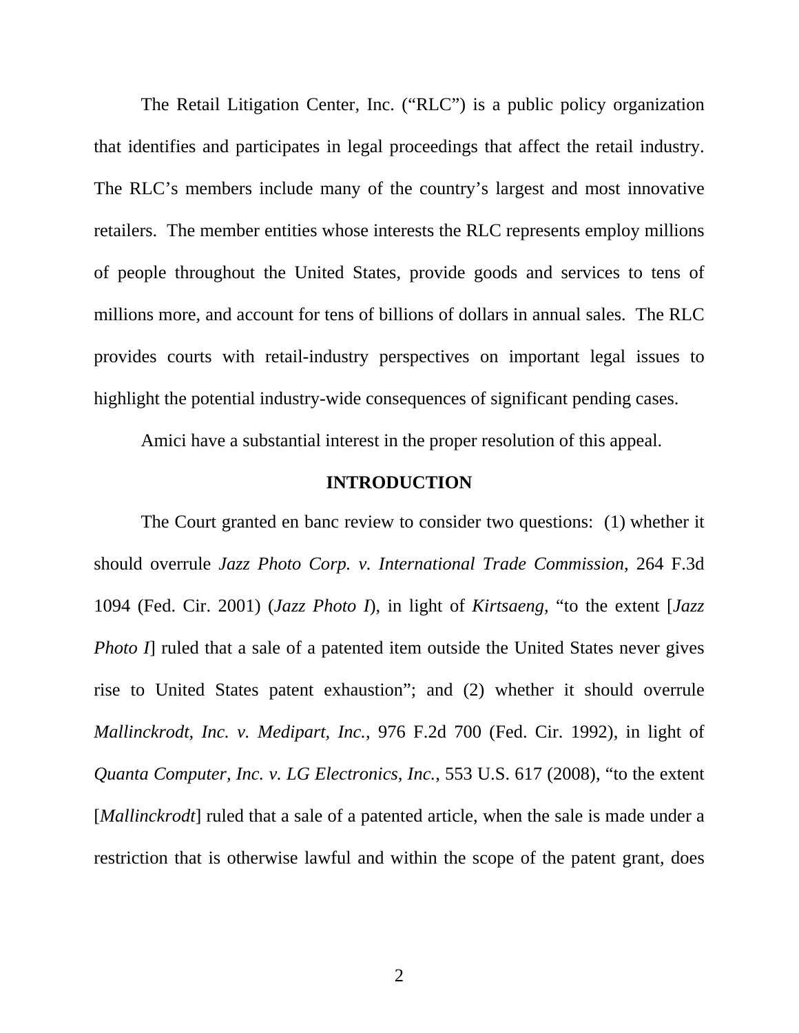The Retail Litigation Center, Inc. ("RLC") is a public policy organization that identifies and participates in legal proceedings that affect the retail industry. The RLC's members include many of the country's largest and most innovative retailers. The member entities whose interests the RLC represents employ millions of people throughout the United States, provide goods and services to tens of millions more, and account for tens of billions of dollars in annual sales. The RLC provides courts with retail-industry perspectives on important legal issues to highlight the potential industry-wide consequences of significant pending cases.

Amici have a substantial interest in the proper resolution of this appeal.

## INTRODUCTION

The Court granted en banc review to consider two questions: (1) whether it should overrule *Jazz Photo Corp. v. International Trade Commission*, 264 F.3d 1094 (Fed. Cir. 2001) (*Jazz Photo I*), in light of *Kirtsaeng*, "to the extent [*Jazz Photo I*] ruled that a sale of a patented item outside the United States never gives rise to United States patent exhaustion"; and (2) whether it should overrule *Mallinckrodt, Inc. v. Medipart, Inc.*, 976 F.2d 700 (Fed. Cir. 1992), in light of *Quanta Computer, Inc. v. LG Electronics, Inc.*, 553 U.S. 617 (2008), "to the extent [*Mallinckrodt*] ruled that a sale of a patented article, when the sale is made under a restriction that is otherwise lawful and within the scope of the patent grant, does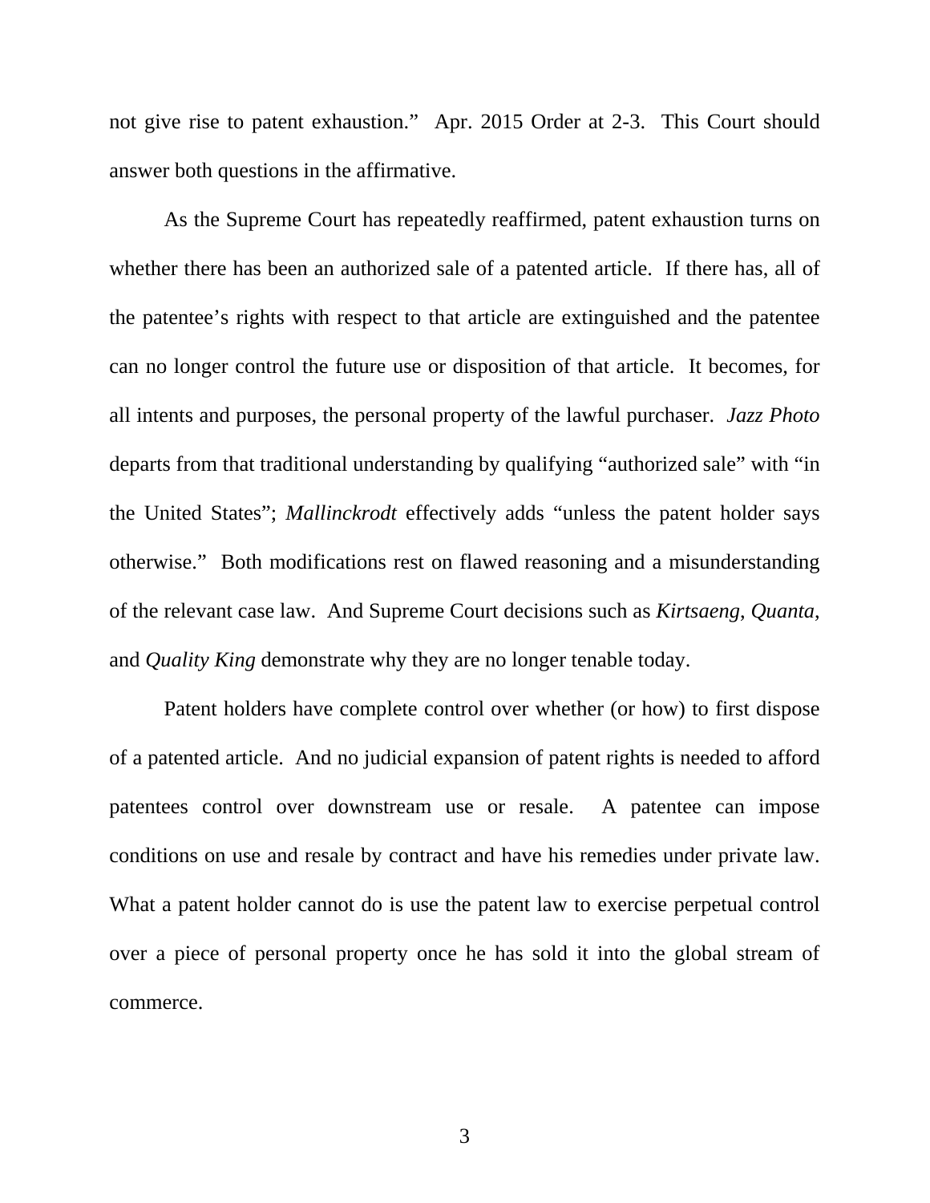not give rise to patent exhaustion." Apr. 2015 Order at 2-3. This Court should answer both questions in the affirmative.

As the Supreme Court has repeatedly reaffirmed, patent exhaustion turns on whether there has been an authorized sale of a patented article. If there has, all of the patentee's rights with respect to that article are extinguished and the patentee can no longer control the future use or disposition of that article. It becomes, for all intents and purposes, the personal property of the lawful purchaser. *Jazz Photo* departs from that traditional understanding by qualifying "authorized sale" with "in the United States"; *Mallinckrodt* effectively adds "unless the patent holder says otherwise." Both modifications rest on flawed reasoning and a misunderstanding of the relevant case law. And Supreme Court decisions such as *Kirtsaeng*, *Quanta*, and *Quality King* demonstrate why they are no longer tenable today.

Patent holders have complete control over whether (or how) to first dispose of a patented article. And no judicial expansion of patent rights is needed to afford patentees control over downstream use or resale. A patentee can impose conditions on use and resale by contract and have his remedies under private law. What a patent holder cannot do is use the patent law to exercise perpetual control over a piece of personal property once he has sold it into the global stream of commerce.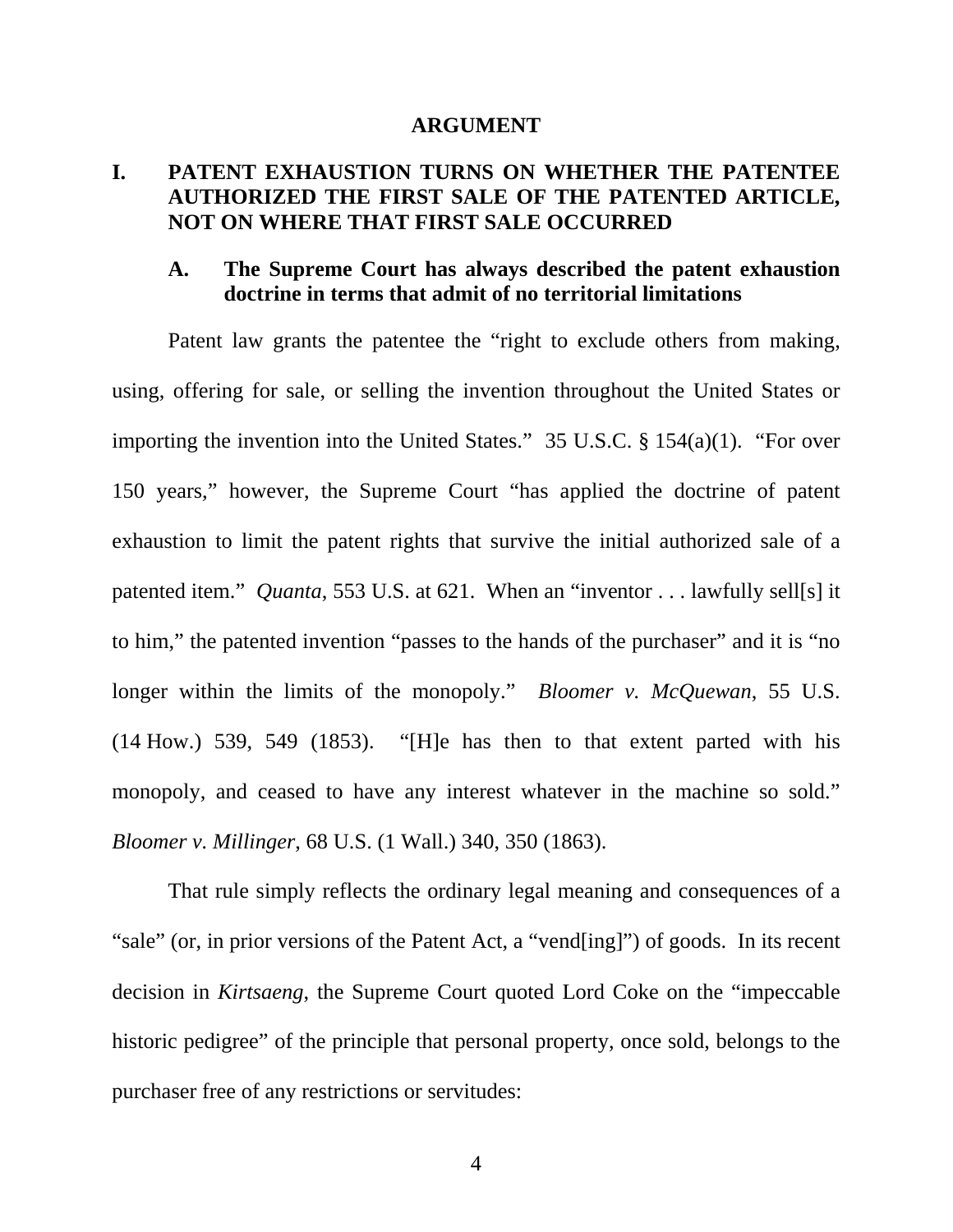# ARGUMENT

## I. PATENT EXHAUSTION TURNS ON WHETHER THE PATENTEE AUTHORIZED THE FIRST SALE OF THE PATENTED ARTICLE, NOT ON WHERE THAT FIRST SALE OCCURRED

### A. The Supreme Court has always described the patent exhaustion doctrine in terms that admit of no territorial limitations

Patent law grants the patentee the "right to exclude others from making, using, offering for sale, or selling the invention throughout the United States or importing the invention into the United States." 35 U.S.C. § 154(a)(1). "For over 150 years," however, the Supreme Court "has applied the doctrine of patent exhaustion to limit the patent rights that survive the initial authorized sale of a patented item." *Quanta*, 553 U.S. at 621. When an "inventor . . . lawfully sell[s] it to him," the patented invention "passes to the hands of the purchaser" and it is "no longer within the limits of the monopoly." *Bloomer v. McQuewan*, 55 U.S. (14 How.) 539, 549 (1853). "[H]e has then to that extent parted with his monopoly, and ceased to have any interest whatever in the machine so sold." *Bloomer v. Millinger*, 68 U.S. (1 Wall.) 340, 350 (1863).

That rule simply reflects the ordinary legal meaning and consequences of a "sale" (or, in prior versions of the Patent Act, a "vend[ing]") of goods. In its recent decision in *Kirtsaeng*, the Supreme Court quoted Lord Coke on the "impeccable historic pedigree" of the principle that personal property, once sold, belongs to the purchaser free of any restrictions or servitudes: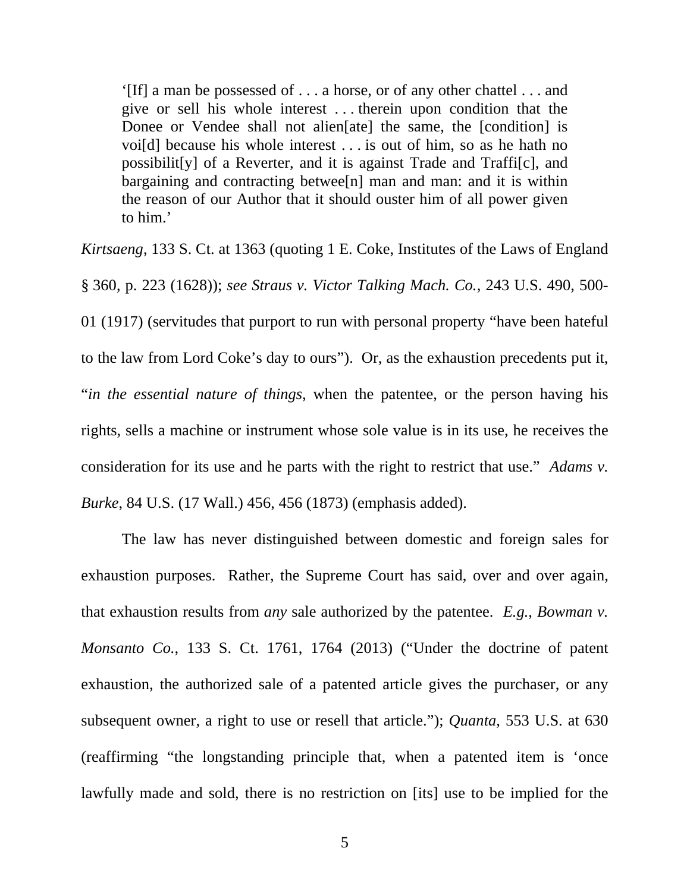> '[If] a man be possessed of . . . a horse, or of any other chattel . . . and give or sell his whole interest . . . therein upon condition that the Donee or Vendee shall not alien[ate] the same, the [condition] is voi[d] because his whole interest . . . is out of him, so as he hath no possibilit[y] of a Reverter, and it is against Trade and Traffi[c], and bargaining and contracting betwee[n] man and man: and it is within the reason of our Author that it should ouster him of all power given to him.'

*Kirtsaeng*, 133 S. Ct. at 1363 (quoting 1 E. Coke, Institutes of the Laws of England § 360, p. 223 (1628)); *see Straus v. Victor Talking Mach. Co.*, 243 U.S. 490, 500-01 (1917) (servitudes that purport to run with personal property "have been hateful to the law from Lord Coke's day to ours"). Or, as the exhaustion precedents put it, "*in the essential nature of things*, when the patentee, or the person having his rights, sells a machine or instrument whose sole value is in its use, he receives the consideration for its use and he parts with the right to restrict that use." *Adams v. Burke*, 84 U.S. (17 Wall.) 456, 456 (1873) (emphasis added).

The law has never distinguished between domestic and foreign sales for exhaustion purposes. Rather, the Supreme Court has said, over and over again, that exhaustion results from ***any*** sale authorized by the patentee. *E.g.*, *Bowman v. Monsanto Co.*, 133 S. Ct. 1761, 1764 (2013) ("Under the doctrine of patent exhaustion, the authorized sale of a patented article gives the purchaser, or any subsequent owner, a right to use or resell that article."); *Quanta*, 553 U.S. at 630 (reaffirming "the longstanding principle that, when a patented item is 'once lawfully made and sold, there is no restriction on [its] use to be implied for the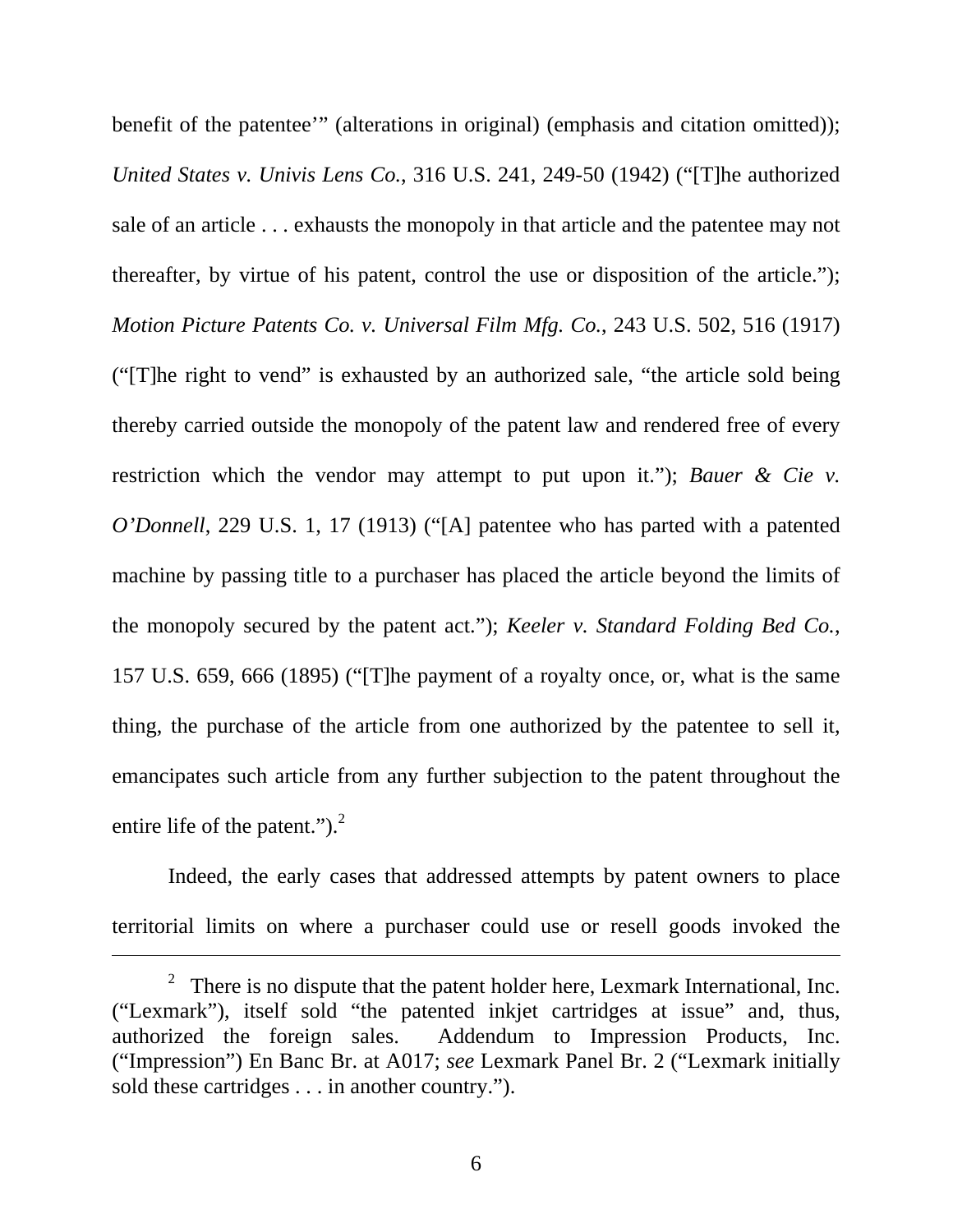benefit of the patentee'" (alterations in original) (emphasis and citation omitted)); *United States v. Univis Lens Co.*, 316 U.S. 241, 249-50 (1942) ("[T]he authorized sale of an article . . . exhausts the monopoly in that article and the patentee may not thereafter, by virtue of his patent, control the use or disposition of the article."); *Motion Picture Patents Co. v. Universal Film Mfg. Co.*, 243 U.S. 502, 516 (1917) ("[T]he right to vend" is exhausted by an authorized sale, "the article sold being thereby carried outside the monopoly of the patent law and rendered free of every restriction which the vendor may attempt to put upon it."); *Bauer & Cie v. O'Donnell*, 229 U.S. 1, 17 (1913) ("[A] patentee who has parted with a patented machine by passing title to a purchaser has placed the article beyond the limits of the monopoly secured by the patent act."); *Keeler v. Standard Folding Bed Co.*, 157 U.S. 659, 666 (1895) ("[T]he payment of a royalty once, or, what is the same thing, the purchase of the article from one authorized by the patentee to sell it, emancipates such article from any further subjection to the patent throughout the entire life of the patent.").[2]

Indeed, the early cases that addressed attempts by patent owners to place territorial limits on where a purchaser could use or resell goods invoked the

---

[2] There is no dispute that the patent holder here, Lexmark International, Inc. ("Lexmark"), itself sold "the patented inkjet cartridges at issue" and, thus, authorized the foreign sales. Addendum to Impression Products, Inc. ("Impression") En Banc Br. at A017; *see* Lexmark Panel Br. 2 ("Lexmark initially sold these cartridges . . . in another country.").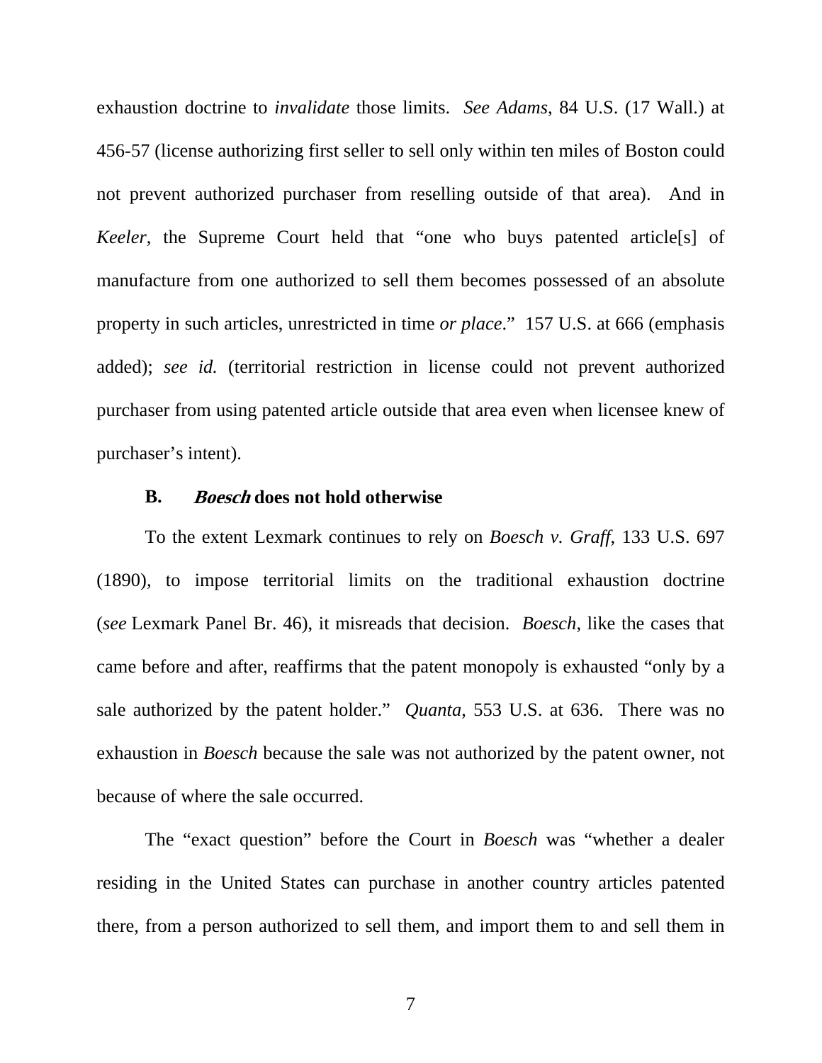exhaustion doctrine to *invalidate* those limits. *See Adams*, 84 U.S. (17 Wall.) at 456-57 (license authorizing first seller to sell only within ten miles of Boston could not prevent authorized purchaser from reselling outside of that area). And in *Keeler*, the Supreme Court held that "one who buys patented article[s] of manufacture from one authorized to sell them becomes possessed of an absolute property in such articles, unrestricted in time *or place*." 157 U.S. at 666 (emphasis added); *see id.* (territorial restriction in license could not prevent authorized purchaser from using patented article outside that area even when licensee knew of purchaser's intent).

### B. *Boesch* does not hold otherwise

To the extent Lexmark continues to rely on *Boesch v. Graff*, 133 U.S. 697 (1890), to impose territorial limits on the traditional exhaustion doctrine (*see* Lexmark Panel Br. 46), it misreads that decision. *Boesch*, like the cases that came before and after, reaffirms that the patent monopoly is exhausted "only by a sale authorized by the patent holder." *Quanta*, 553 U.S. at 636. There was no exhaustion in *Boesch* because the sale was not authorized by the patent owner, not because of where the sale occurred.

The "exact question" before the Court in *Boesch* was "whether a dealer residing in the United States can purchase in another country articles patented there, from a person authorized to sell them, and import them to and sell them in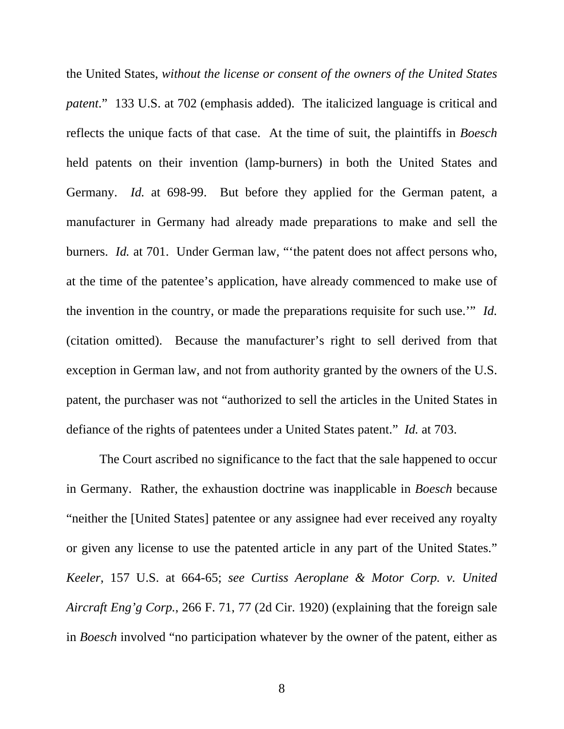the United States, *without the license or consent of the owners of the United States patent*." 133 U.S. at 702 (emphasis added). The italicized language is critical and reflects the unique facts of that case. At the time of suit, the plaintiffs in *Boesch* held patents on their invention (lamp-burners) in both the United States and Germany. *Id.* at 698-99. But before they applied for the German patent, a manufacturer in Germany had already made preparations to make and sell the burners. *Id.* at 701. Under German law, "'the patent does not affect persons who, at the time of the patentee's application, have already commenced to make use of the invention in the country, or made the preparations requisite for such use.'" *Id.* (citation omitted). Because the manufacturer's right to sell derived from that exception in German law, and not from authority granted by the owners of the U.S. patent, the purchaser was not "authorized to sell the articles in the United States in defiance of the rights of patentees under a United States patent." *Id.* at 703.

The Court ascribed no significance to the fact that the sale happened to occur in Germany. Rather, the exhaustion doctrine was inapplicable in *Boesch* because "neither the [United States] patentee or any assignee had ever received any royalty or given any license to use the patented article in any part of the United States." *Keeler*, 157 U.S. at 664-65; *see Curtiss Aeroplane & Motor Corp. v. United Aircraft Eng'g Corp.*, 266 F. 71, 77 (2d Cir. 1920) (explaining that the foreign sale in *Boesch* involved "no participation whatever by the owner of the patent, either as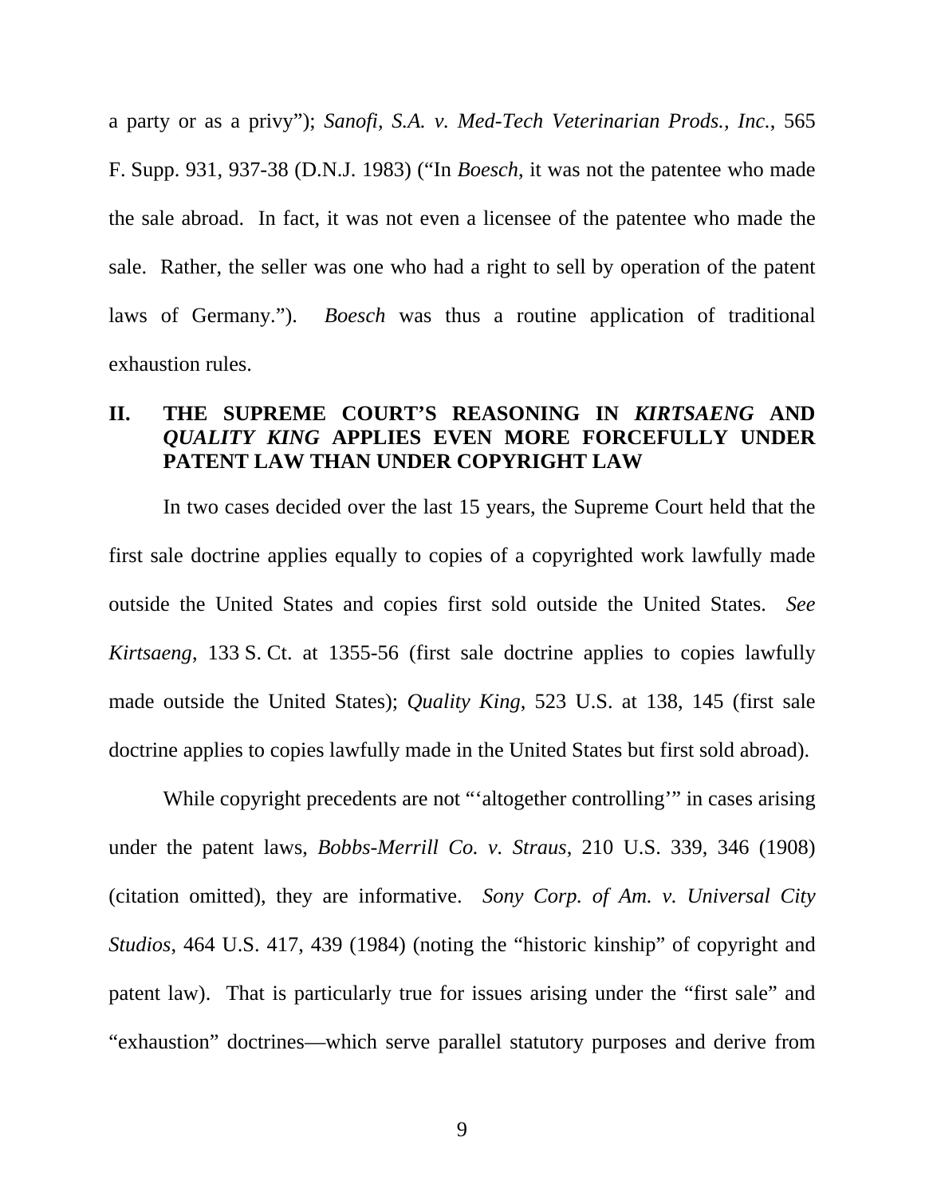a party or as a privy"); *Sanofi, S.A. v. Med-Tech Veterinarian Prods., Inc.*, 565 F. Supp. 931, 937-38 (D.N.J. 1983) ("In *Boesch*, it was not the patentee who made the sale abroad. In fact, it was not even a licensee of the patentee who made the sale. Rather, the seller was one who had a right to sell by operation of the patent laws of Germany."). *Boesch* was thus a routine application of traditional exhaustion rules.

## II. THE SUPREME COURT'S REASONING IN *KIRTSAENG* AND *QUALITY KING* APPLIES EVEN MORE FORCEFULLY UNDER PATENT LAW THAN UNDER COPYRIGHT LAW

In two cases decided over the last 15 years, the Supreme Court held that the first sale doctrine applies equally to copies of a copyrighted work lawfully made outside the United States and copies first sold outside the United States. *See Kirtsaeng*, 133 S. Ct. at 1355-56 (first sale doctrine applies to copies lawfully made outside the United States); *Quality King*, 523 U.S. at 138, 145 (first sale doctrine applies to copies lawfully made in the United States but first sold abroad).

While copyright precedents are not "'altogether controlling'" in cases arising under the patent laws, *Bobbs-Merrill Co. v. Straus*, 210 U.S. 339, 346 (1908) (citation omitted), they are informative. *Sony Corp. of Am. v. Universal City Studios*, 464 U.S. 417, 439 (1984) (noting the "historic kinship" of copyright and patent law). That is particularly true for issues arising under the "first sale" and "exhaustion" doctrines—which serve parallel statutory purposes and derive from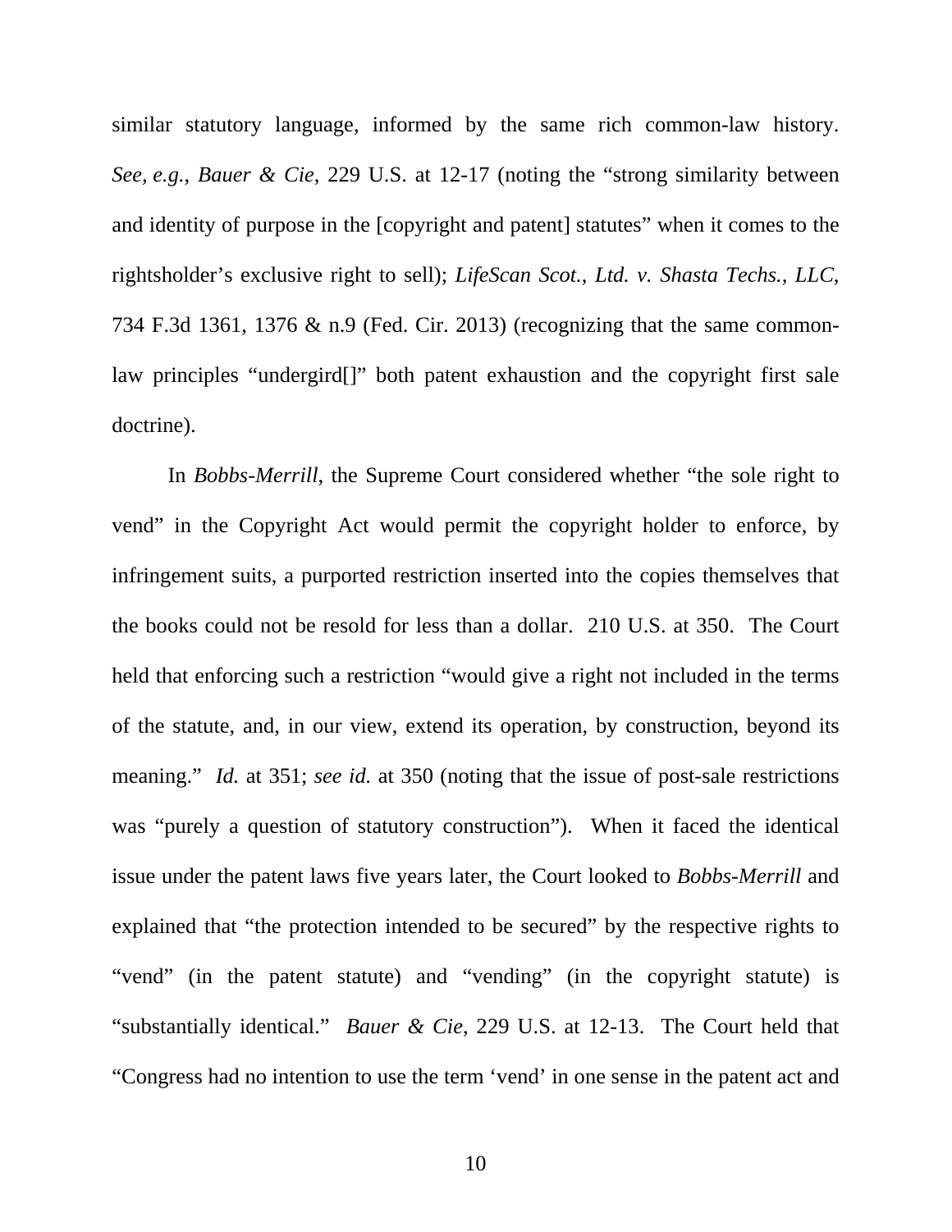similar statutory language, informed by the same rich common-law history. *See, e.g.*, *Bauer & Cie*, 229 U.S. at 12-17 (noting the "strong similarity between and identity of purpose in the [copyright and patent] statutes" when it comes to the rightsholder's exclusive right to sell); *LifeScan Scot., Ltd. v. Shasta Techs., LLC*, 734 F.3d 1361, 1376 & n.9 (Fed. Cir. 2013) (recognizing that the same common-law principles "undergird[]" both patent exhaustion and the copyright first sale doctrine).

In *Bobbs-Merrill*, the Supreme Court considered whether "the sole right to vend" in the Copyright Act would permit the copyright holder to enforce, by infringement suits, a purported restriction inserted into the copies themselves that the books could not be resold for less than a dollar. 210 U.S. at 350. The Court held that enforcing such a restriction "would give a right not included in the terms of the statute, and, in our view, extend its operation, by construction, beyond its meaning." *Id.* at 351; *see id.* at 350 (noting that the issue of post-sale restrictions was "purely a question of statutory construction"). When it faced the identical issue under the patent laws five years later, the Court looked to *Bobbs-Merrill* and explained that "the protection intended to be secured" by the respective rights to "vend" (in the patent statute) and "vending" (in the copyright statute) is "substantially identical." *Bauer & Cie*, 229 U.S. at 12-13. The Court held that "Congress had no intention to use the term 'vend' in one sense in the patent act and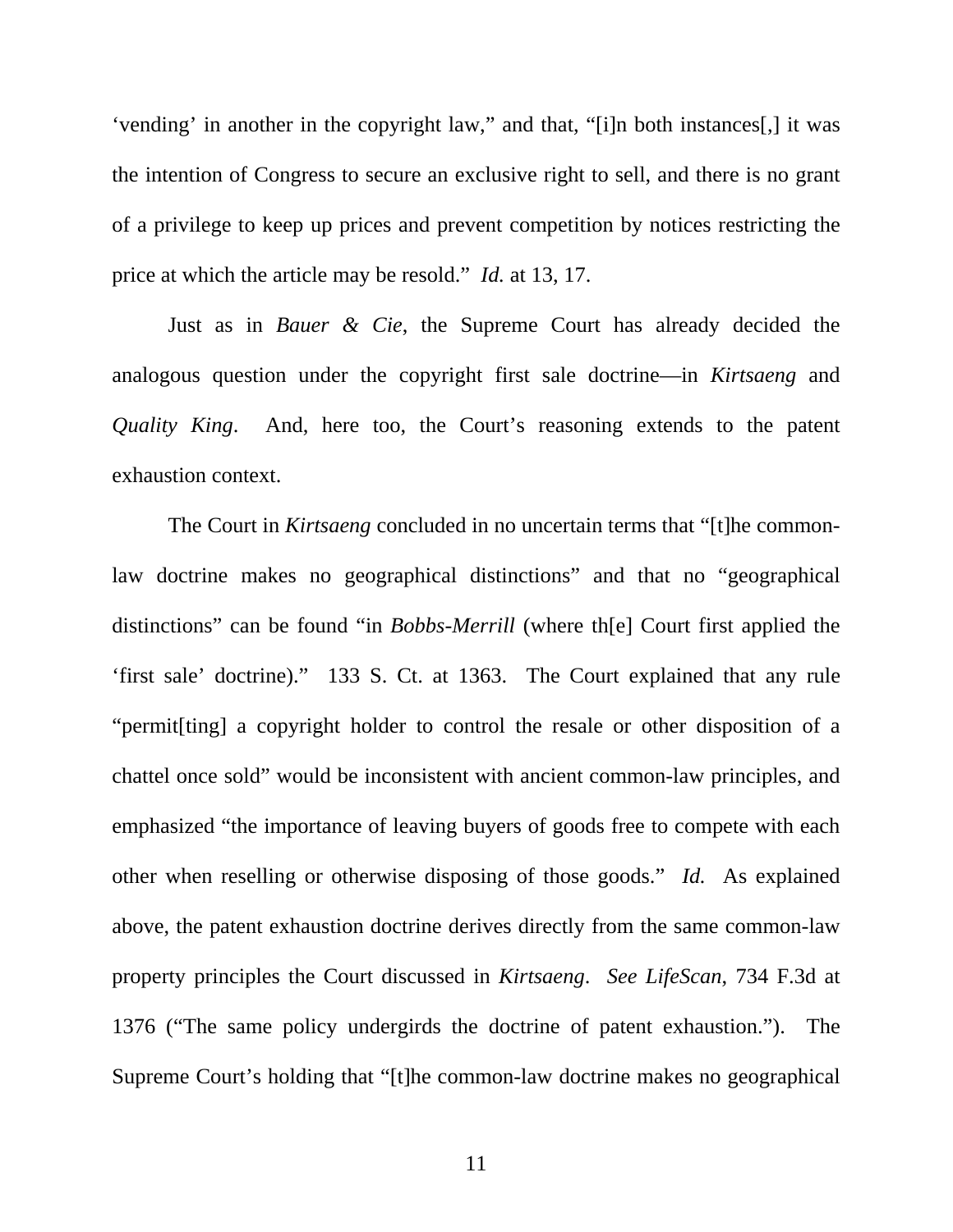'vending' in another in the copyright law," and that, "[i]n both instances[,] it was the intention of Congress to secure an exclusive right to sell, and there is no grant of a privilege to keep up prices and prevent competition by notices restricting the price at which the article may be resold." *Id.* at 13, 17.

Just as in *Bauer & Cie*, the Supreme Court has already decided the analogous question under the copyright first sale doctrine—in *Kirtsaeng* and *Quality King*. And, here too, the Court's reasoning extends to the patent exhaustion context.

The Court in *Kirtsaeng* concluded in no uncertain terms that "[t]he common-law doctrine makes no geographical distinctions" and that no "geographical distinctions" can be found "in *Bobbs-Merrill* (where th[e] Court first applied the 'first sale' doctrine)." 133 S. Ct. at 1363. The Court explained that any rule "permit[ting] a copyright holder to control the resale or other disposition of a chattel once sold" would be inconsistent with ancient common-law principles, and emphasized "the importance of leaving buyers of goods free to compete with each other when reselling or otherwise disposing of those goods." *Id.* As explained above, the patent exhaustion doctrine derives directly from the same common-law property principles the Court discussed in *Kirtsaeng*. *See LifeScan*, 734 F.3d at 1376 ("The same policy undergirds the doctrine of patent exhaustion."). The Supreme Court's holding that "[t]he common-law doctrine makes no geographical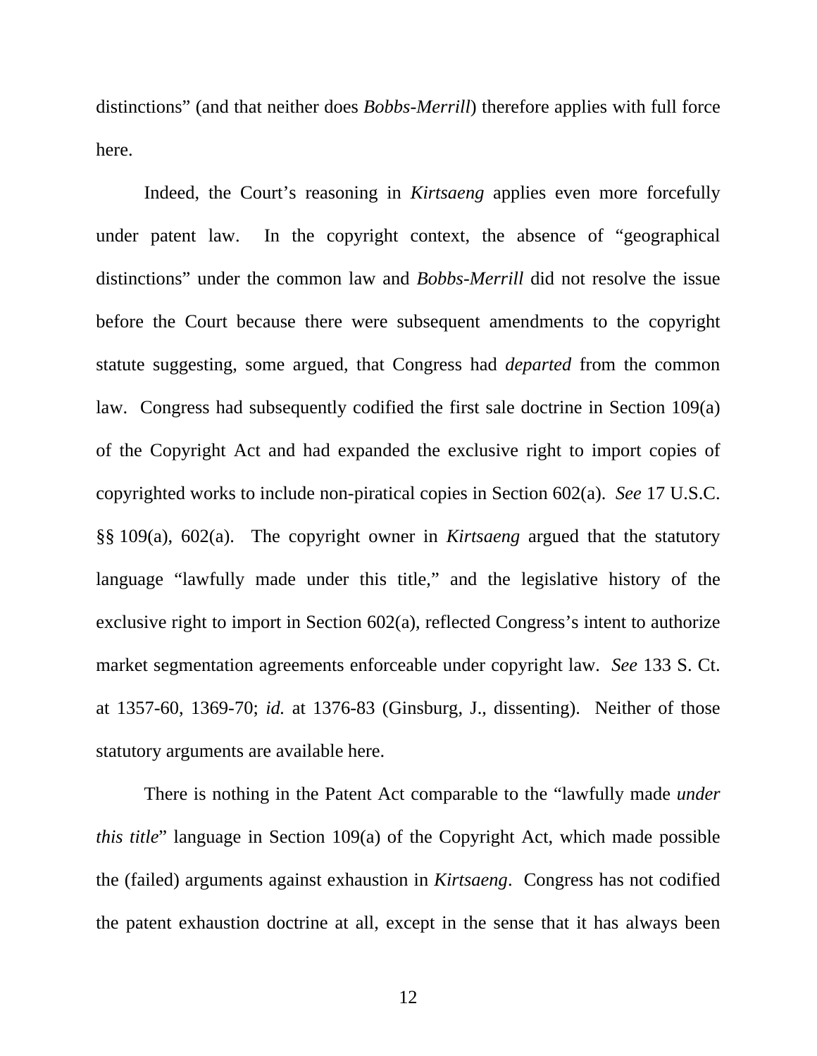distinctions" (and that neither does *Bobbs-Merrill*) therefore applies with full force here.

Indeed, the Court's reasoning in *Kirtsaeng* applies even more forcefully under patent law. In the copyright context, the absence of "geographical distinctions" under the common law and *Bobbs-Merrill* did not resolve the issue before the Court because there were subsequent amendments to the copyright statute suggesting, some argued, that Congress had *departed* from the common law. Congress had subsequently codified the first sale doctrine in Section 109(a) of the Copyright Act and had expanded the exclusive right to import copies of copyrighted works to include non-piratical copies in Section 602(a). *See* 17 U.S.C. §§ 109(a), 602(a). The copyright owner in *Kirtsaeng* argued that the statutory language "lawfully made under this title," and the legislative history of the exclusive right to import in Section 602(a), reflected Congress's intent to authorize market segmentation agreements enforceable under copyright law. *See* 133 S. Ct. at 1357-60, 1369-70; *id.* at 1376-83 (Ginsburg, J., dissenting). Neither of those statutory arguments are available here.

There is nothing in the Patent Act comparable to the "lawfully made *under this title*" language in Section 109(a) of the Copyright Act, which made possible the (failed) arguments against exhaustion in *Kirtsaeng*. Congress has not codified the patent exhaustion doctrine at all, except in the sense that it has always been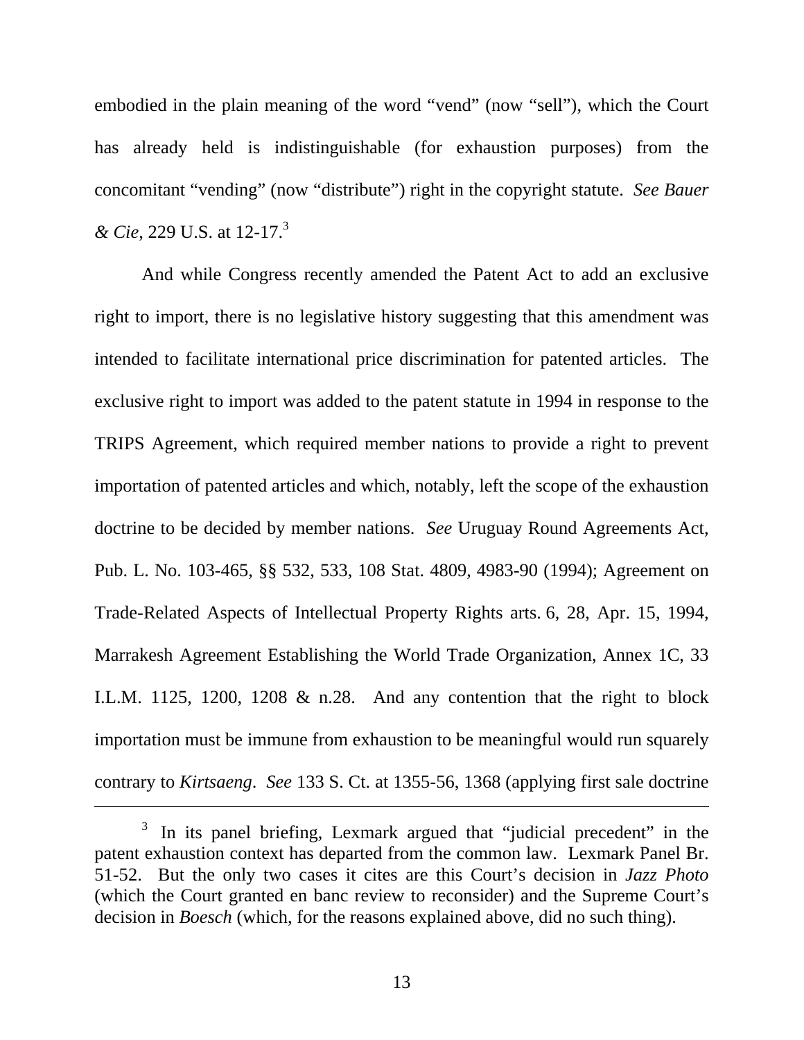embodied in the plain meaning of the word "vend" (now "sell"), which the Court has already held is indistinguishable (for exhaustion purposes) from the concomitant "vending" (now "distribute") right in the copyright statute. *See Bauer & Cie*, 229 U.S. at 12-17.[3]

And while Congress recently amended the Patent Act to add an exclusive right to import, there is no legislative history suggesting that this amendment was intended to facilitate international price discrimination for patented articles. The exclusive right to import was added to the patent statute in 1994 in response to the TRIPS Agreement, which required member nations to provide a right to prevent importation of patented articles and which, notably, left the scope of the exhaustion doctrine to be decided by member nations. *See* Uruguay Round Agreements Act, Pub. L. No. 103-465, §§ 532, 533, 108 Stat. 4809, 4983-90 (1994); Agreement on Trade-Related Aspects of Intellectual Property Rights arts. 6, 28, Apr. 15, 1994, Marrakesh Agreement Establishing the World Trade Organization, Annex 1C, 33 I.L.M. 1125, 1200, 1208 & n.28. And any contention that the right to block importation must be immune from exhaustion to be meaningful would run squarely contrary to *Kirtsaeng*. *See* 133 S. Ct. at 1355-56, 1368 (applying first sale doctrine

[3] In its panel briefing, Lexmark argued that "judicial precedent" in the patent exhaustion context has departed from the common law. Lexmark Panel Br. 51-52. But the only two cases it cites are this Court's decision in *Jazz Photo* (which the Court granted en banc review to reconsider) and the Supreme Court's decision in *Boesch* (which, for the reasons explained above, did no such thing).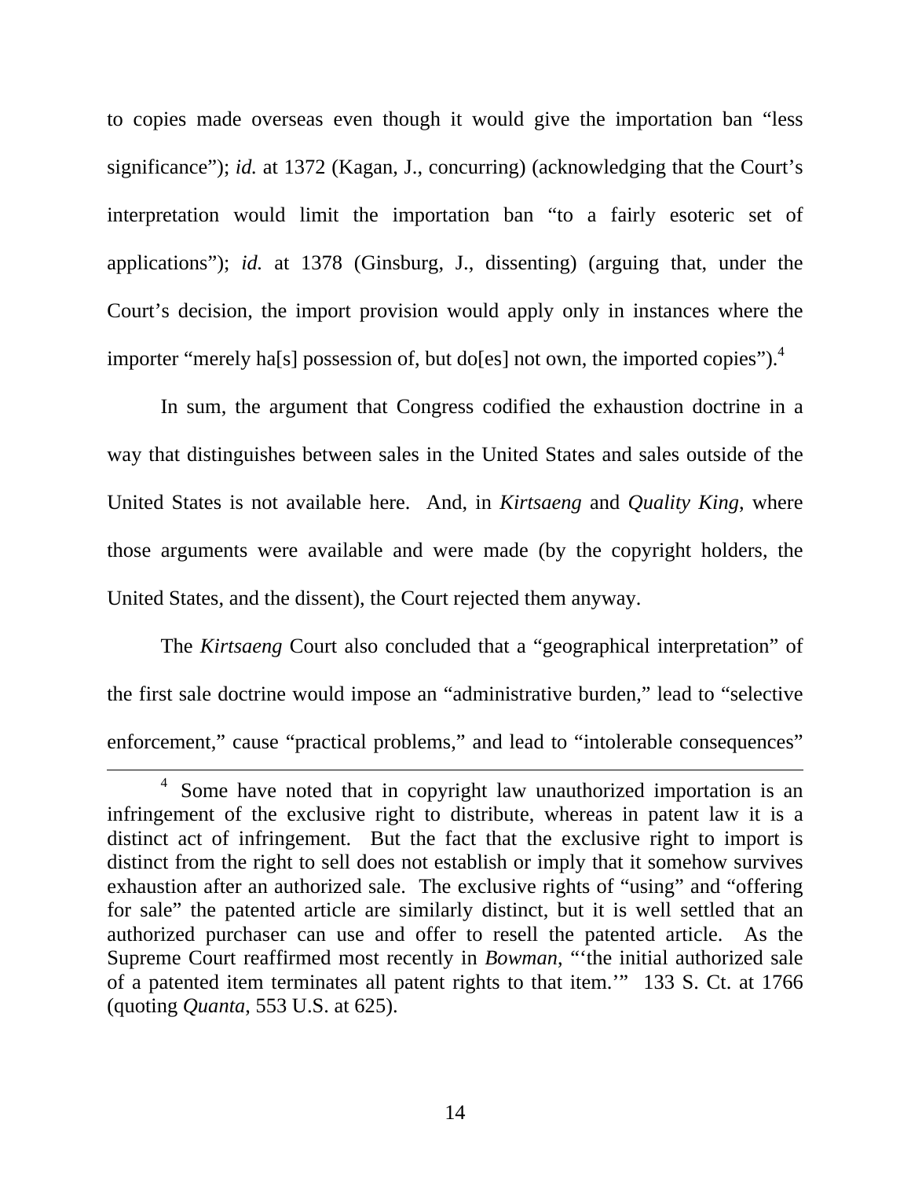to copies made overseas even though it would give the importation ban "less significance"); *id.* at 1372 (Kagan, J., concurring) (acknowledging that the Court's interpretation would limit the importation ban "to a fairly esoteric set of applications"); *id.* at 1378 (Ginsburg, J., dissenting) (arguing that, under the Court's decision, the import provision would apply only in instances where the importer "merely ha[s] possession of, but do[es] not own, the imported copies").[4]

In sum, the argument that Congress codified the exhaustion doctrine in a way that distinguishes between sales in the United States and sales outside of the United States is not available here. And, in *Kirtsaeng* and *Quality King*, where those arguments were available and were made (by the copyright holders, the United States, and the dissent), the Court rejected them anyway.

The *Kirtsaeng* Court also concluded that a "geographical interpretation" of the first sale doctrine would impose an "administrative burden," lead to "selective enforcement," cause "practical problems," and lead to "intolerable consequences"

---

[4] Some have noted that in copyright law unauthorized importation is an infringement of the exclusive right to distribute, whereas in patent law it is a distinct act of infringement. But the fact that the exclusive right to import is distinct from the right to sell does not establish or imply that it somehow survives exhaustion after an authorized sale. The exclusive rights of "using" and "offering for sale" the patented article are similarly distinct, but it is well settled that an authorized purchaser can use and offer to resell the patented article. As the Supreme Court reaffirmed most recently in *Bowman*, "'the initial authorized sale of a patented item terminates all patent rights to that item.'" 133 S. Ct. at 1766 (quoting *Quanta*, 553 U.S. at 625).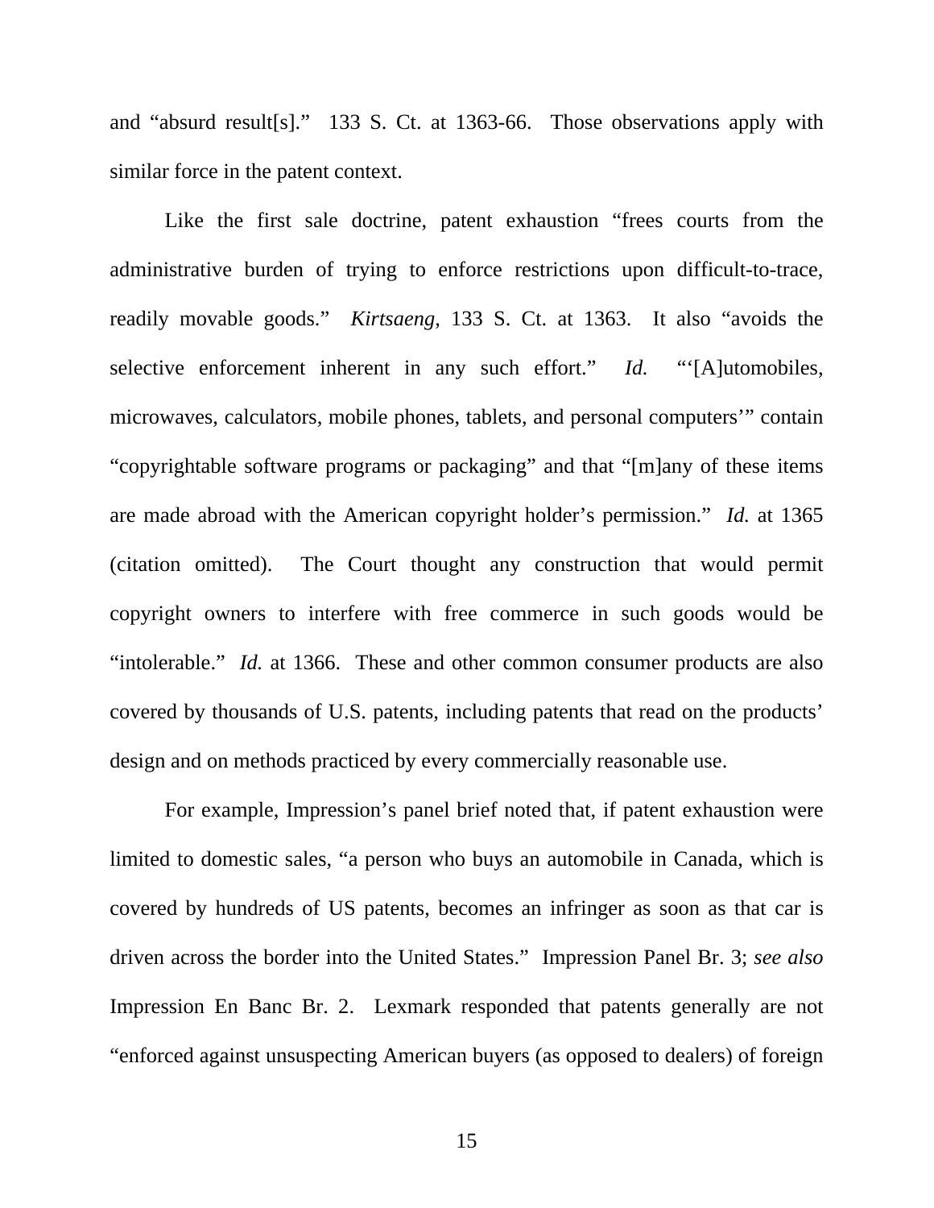and "absurd result[s]." 133 S. Ct. at 1363-66. Those observations apply with similar force in the patent context.

Like the first sale doctrine, patent exhaustion "frees courts from the administrative burden of trying to enforce restrictions upon difficult-to-trace, readily movable goods." *Kirtsaeng*, 133 S. Ct. at 1363. It also "avoids the selective enforcement inherent in any such effort." *Id.* "'[A]utomobiles, microwaves, calculators, mobile phones, tablets, and personal computers'" contain "copyrightable software programs or packaging" and that "[m]any of these items are made abroad with the American copyright holder's permission." *Id.* at 1365 (citation omitted). The Court thought any construction that would permit copyright owners to interfere with free commerce in such goods would be "intolerable." *Id.* at 1366. These and other common consumer products are also covered by thousands of U.S. patents, including patents that read on the products' design and on methods practiced by every commercially reasonable use.

For example, Impression's panel brief noted that, if patent exhaustion were limited to domestic sales, "a person who buys an automobile in Canada, which is covered by hundreds of US patents, becomes an infringer as soon as that car is driven across the border into the United States." Impression Panel Br. 3; *see also* Impression En Banc Br. 2. Lexmark responded that patents generally are not "enforced against unsuspecting American buyers (as opposed to dealers) of foreign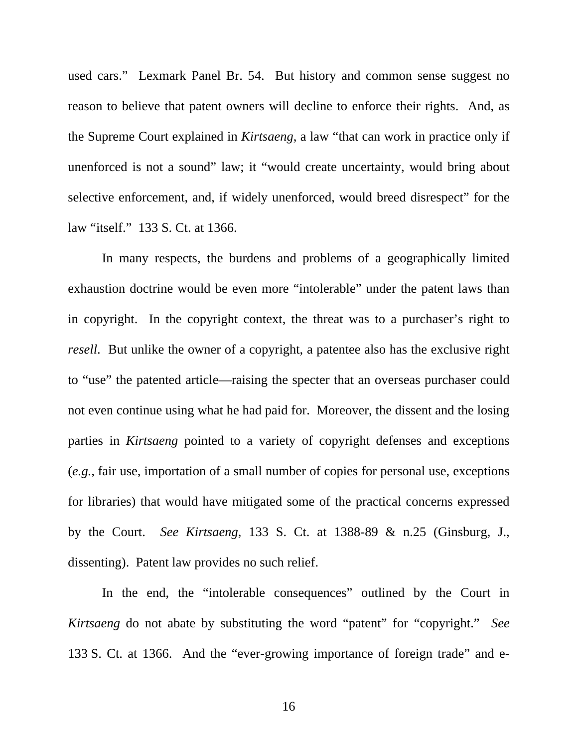used cars." Lexmark Panel Br. 54. But history and common sense suggest no reason to believe that patent owners will decline to enforce their rights. And, as the Supreme Court explained in *Kirtsaeng*, a law "that can work in practice only if unenforced is not a sound" law; it "would create uncertainty, would bring about selective enforcement, and, if widely unenforced, would breed disrespect" for the law "itself." 133 S. Ct. at 1366.

In many respects, the burdens and problems of a geographically limited exhaustion doctrine would be even more "intolerable" under the patent laws than in copyright. In the copyright context, the threat was to a purchaser's right to *resell*. But unlike the owner of a copyright, a patentee also has the exclusive right to "use" the patented article—raising the specter that an overseas purchaser could not even continue using what he had paid for. Moreover, the dissent and the losing parties in *Kirtsaeng* pointed to a variety of copyright defenses and exceptions (*e.g.*, fair use, importation of a small number of copies for personal use, exceptions for libraries) that would have mitigated some of the practical concerns expressed by the Court. *See Kirtsaeng*, 133 S. Ct. at 1388-89 & n.25 (Ginsburg, J., dissenting). Patent law provides no such relief.

In the end, the "intolerable consequences" outlined by the Court in *Kirtsaeng* do not abate by substituting the word "patent" for "copyright." *See* 133 S. Ct. at 1366. And the "ever-growing importance of foreign trade" and e-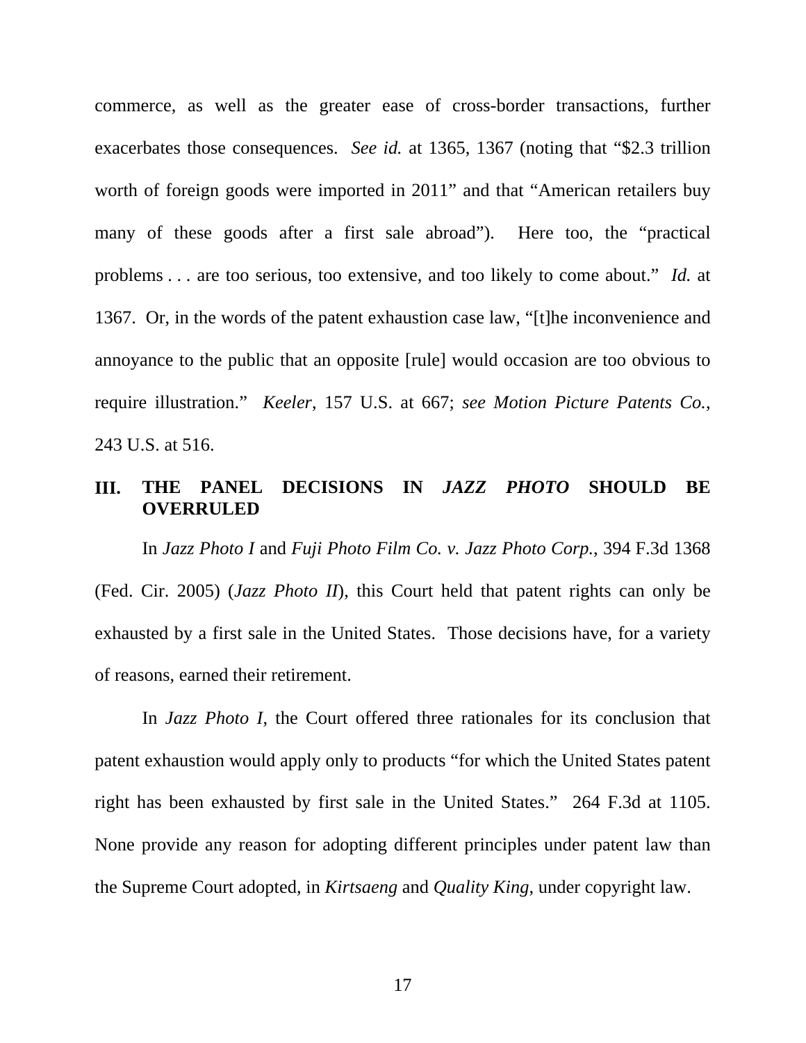commerce, as well as the greater ease of cross-border transactions, further exacerbates those consequences. *See id.* at 1365, 1367 (noting that "$2.3 trillion worth of foreign goods were imported in 2011" and that "American retailers buy many of these goods after a first sale abroad"). Here too, the "practical problems . . . are too serious, too extensive, and too likely to come about." *Id.* at 1367. Or, in the words of the patent exhaustion case law, "[t]he inconvenience and annoyance to the public that an opposite [rule] would occasion are too obvious to require illustration." *Keeler*, 157 U.S. at 667; *see Motion Picture Patents Co.*, 243 U.S. at 516.

## III. THE PANEL DECISIONS IN *JAZZ PHOTO* SHOULD BE OVERRULED

In *Jazz Photo I* and *Fuji Photo Film Co. v. Jazz Photo Corp.*, 394 F.3d 1368 (Fed. Cir. 2005) (*Jazz Photo II*), this Court held that patent rights can only be exhausted by a first sale in the United States. Those decisions have, for a variety of reasons, earned their retirement.

In *Jazz Photo I*, the Court offered three rationales for its conclusion that patent exhaustion would apply only to products "for which the United States patent right has been exhausted by first sale in the United States." 264 F.3d at 1105. None provide any reason for adopting different principles under patent law than the Supreme Court adopted, in *Kirtsaeng* and *Quality King*, under copyright law.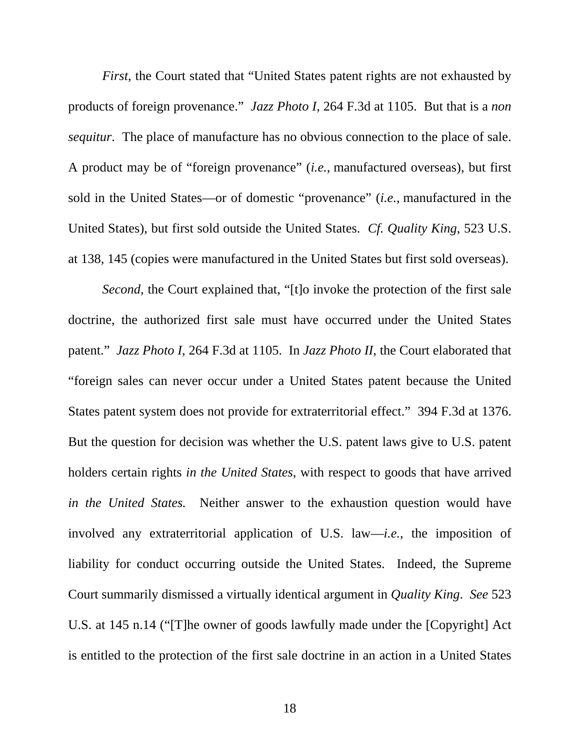*First*, the Court stated that "United States patent rights are not exhausted by products of foreign provenance." *Jazz Photo I*, 264 F.3d at 1105. But that is a *non sequitur*. The place of manufacture has no obvious connection to the place of sale. A product may be of "foreign provenance" (*i.e.*, manufactured overseas), but first sold in the United States—or of domestic "provenance" (*i.e.*, manufactured in the United States), but first sold outside the United States. *Cf. Quality King*, 523 U.S. at 138, 145 (copies were manufactured in the United States but first sold overseas).

*Second*, the Court explained that, "[t]o invoke the protection of the first sale doctrine, the authorized first sale must have occurred under the United States patent." *Jazz Photo I*, 264 F.3d at 1105. In *Jazz Photo II*, the Court elaborated that "foreign sales can never occur under a United States patent because the United States patent system does not provide for extraterritorial effect." 394 F.3d at 1376. But the question for decision was whether the U.S. patent laws give to U.S. patent holders certain rights *in the United States*, with respect to goods that have arrived *in the United States.* Neither answer to the exhaustion question would have involved any extraterritorial application of U.S. law—*i.e.*, the imposition of liability for conduct occurring outside the United States. Indeed, the Supreme Court summarily dismissed a virtually identical argument in *Quality King*. *See* 523 U.S. at 145 n.14 ("[T]he owner of goods lawfully made under the [Copyright] Act is entitled to the protection of the first sale doctrine in an action in a United States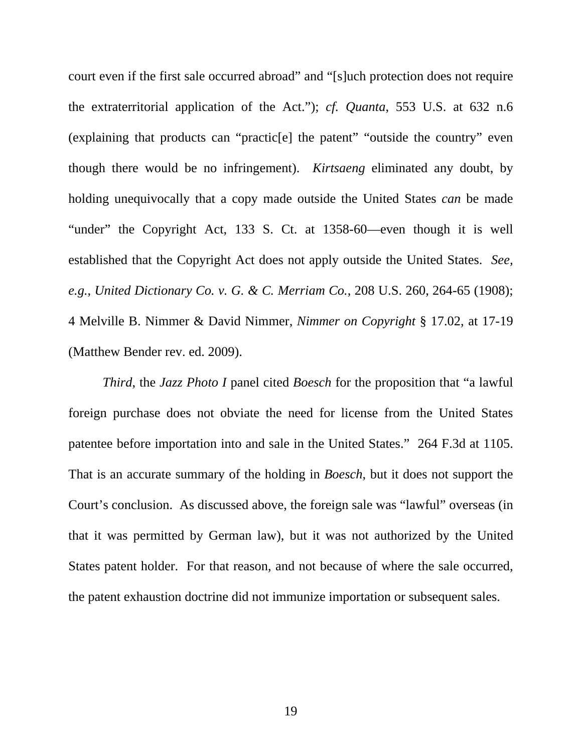court even if the first sale occurred abroad" and "[s]uch protection does not require the extraterritorial application of the Act."); *cf. Quanta*, 553 U.S. at 632 n.6 (explaining that products can "practic[e] the patent" "outside the country" even though there would be no infringement). *Kirtsaeng* eliminated any doubt, by holding unequivocally that a copy made outside the United States *can* be made "under" the Copyright Act, 133 S. Ct. at 1358-60—even though it is well established that the Copyright Act does not apply outside the United States. *See, e.g.*, *United Dictionary Co. v. G. & C. Merriam Co.*, 208 U.S. 260, 264-65 (1908); 4 Melville B. Nimmer & David Nimmer, *Nimmer on Copyright* § 17.02, at 17-19 (Matthew Bender rev. ed. 2009).

*Third*, the *Jazz Photo I* panel cited *Boesch* for the proposition that "a lawful foreign purchase does not obviate the need for license from the United States patentee before importation into and sale in the United States." 264 F.3d at 1105. That is an accurate summary of the holding in *Boesch*, but it does not support the Court's conclusion. As discussed above, the foreign sale was "lawful" overseas (in that it was permitted by German law), but it was not authorized by the United States patent holder. For that reason, and not because of where the sale occurred, the patent exhaustion doctrine did not immunize importation or subsequent sales.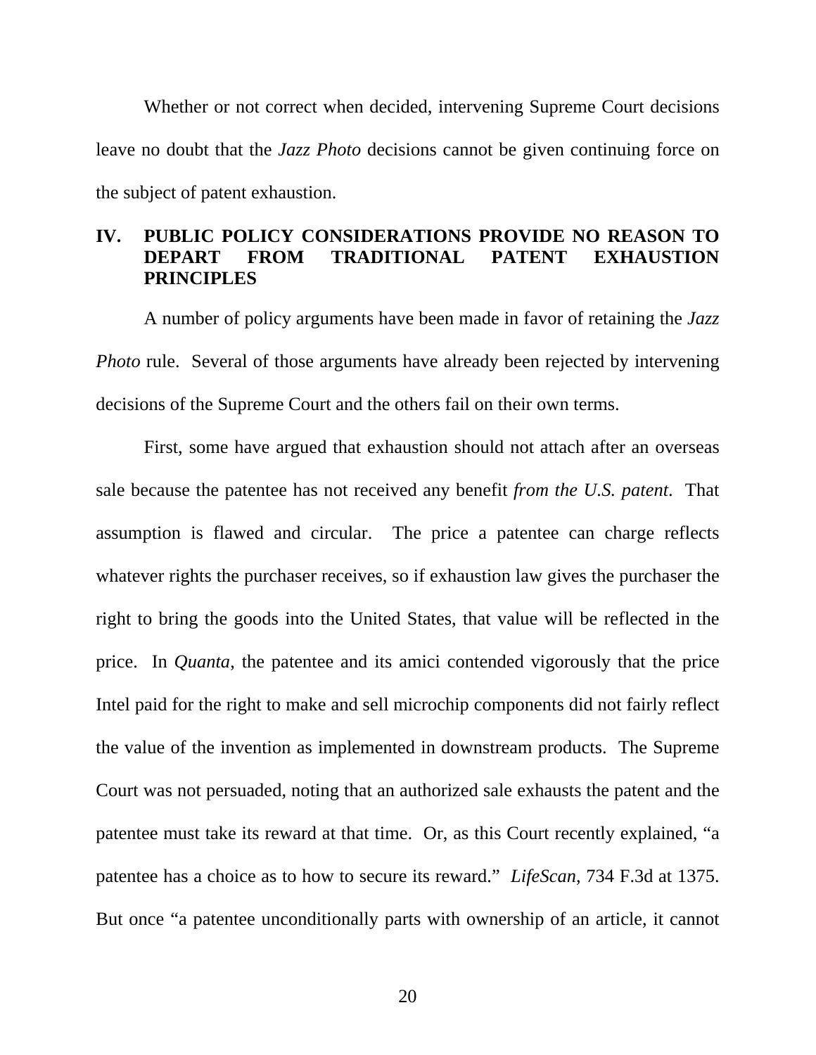Whether or not correct when decided, intervening Supreme Court decisions leave no doubt that the *Jazz Photo* decisions cannot be given continuing force on the subject of patent exhaustion.

## IV. PUBLIC POLICY CONSIDERATIONS PROVIDE NO REASON TO DEPART FROM TRADITIONAL PATENT EXHAUSTION PRINCIPLES

A number of policy arguments have been made in favor of retaining the *Jazz Photo* rule. Several of those arguments have already been rejected by intervening decisions of the Supreme Court and the others fail on their own terms.

First, some have argued that exhaustion should not attach after an overseas sale because the patentee has not received any benefit *from the U.S. patent*. That assumption is flawed and circular. The price a patentee can charge reflects whatever rights the purchaser receives, so if exhaustion law gives the purchaser the right to bring the goods into the United States, that value will be reflected in the price. In *Quanta*, the patentee and its amici contended vigorously that the price Intel paid for the right to make and sell microchip components did not fairly reflect the value of the invention as implemented in downstream products. The Supreme Court was not persuaded, noting that an authorized sale exhausts the patent and the patentee must take its reward at that time. Or, as this Court recently explained, "a patentee has a choice as to how to secure its reward." *LifeScan*, 734 F.3d at 1375. But once "a patentee unconditionally parts with ownership of an article, it cannot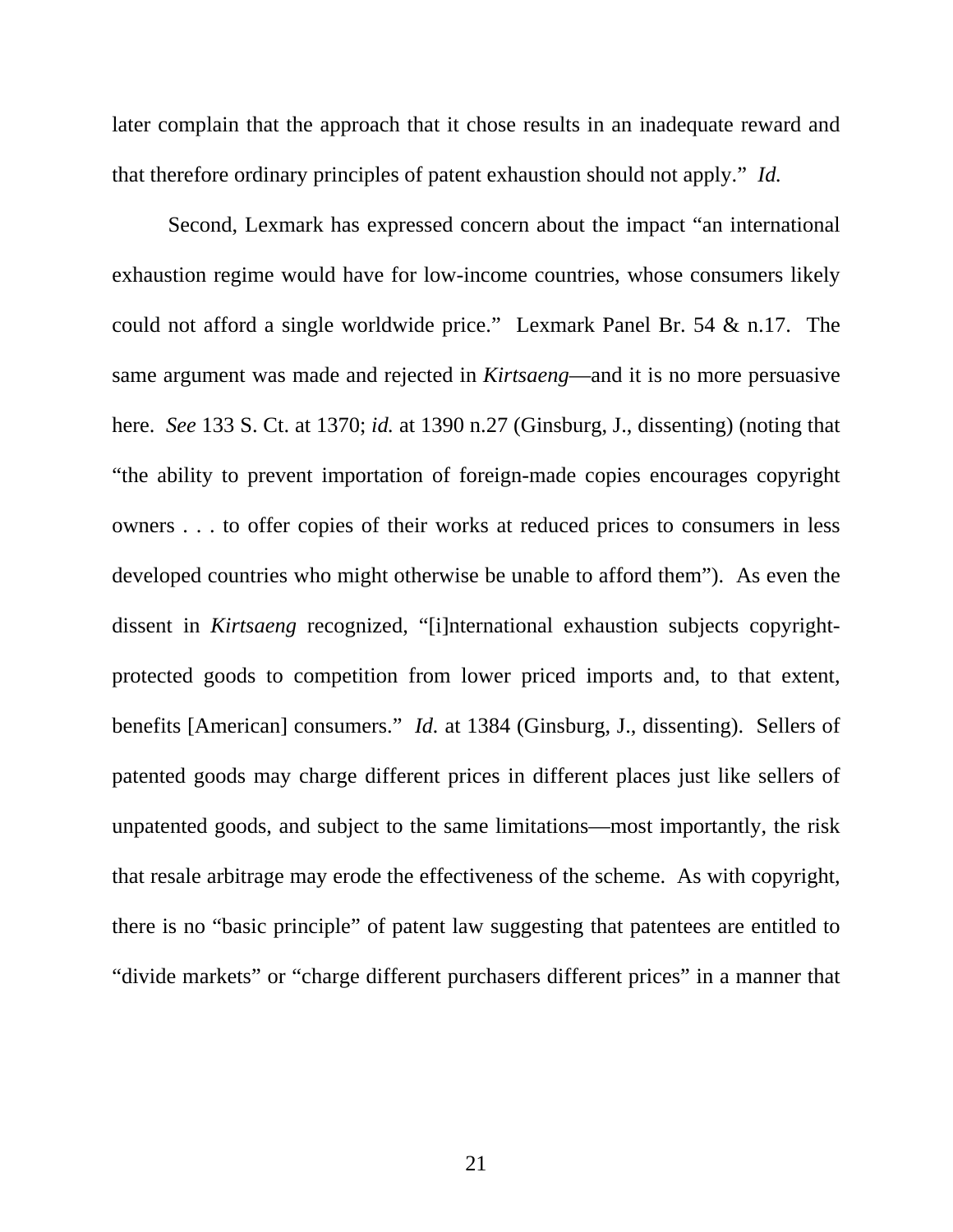later complain that the approach that it chose results in an inadequate reward and that therefore ordinary principles of patent exhaustion should not apply." *Id.*

Second, Lexmark has expressed concern about the impact "an international exhaustion regime would have for low-income countries, whose consumers likely could not afford a single worldwide price." Lexmark Panel Br. 54 & n.17. The same argument was made and rejected in *Kirtsaeng*—and it is no more persuasive here. *See* 133 S. Ct. at 1370; *id.* at 1390 n.27 (Ginsburg, J., dissenting) (noting that "the ability to prevent importation of foreign-made copies encourages copyright owners . . . to offer copies of their works at reduced prices to consumers in less developed countries who might otherwise be unable to afford them"). As even the dissent in *Kirtsaeng* recognized, "[i]nternational exhaustion subjects copyright-protected goods to competition from lower priced imports and, to that extent, benefits [American] consumers." *Id.* at 1384 (Ginsburg, J., dissenting). Sellers of patented goods may charge different prices in different places just like sellers of unpatented goods, and subject to the same limitations—most importantly, the risk that resale arbitrage may erode the effectiveness of the scheme. As with copyright, there is no "basic principle" of patent law suggesting that patentees are entitled to "divide markets" or "charge different purchasers different prices" in a manner that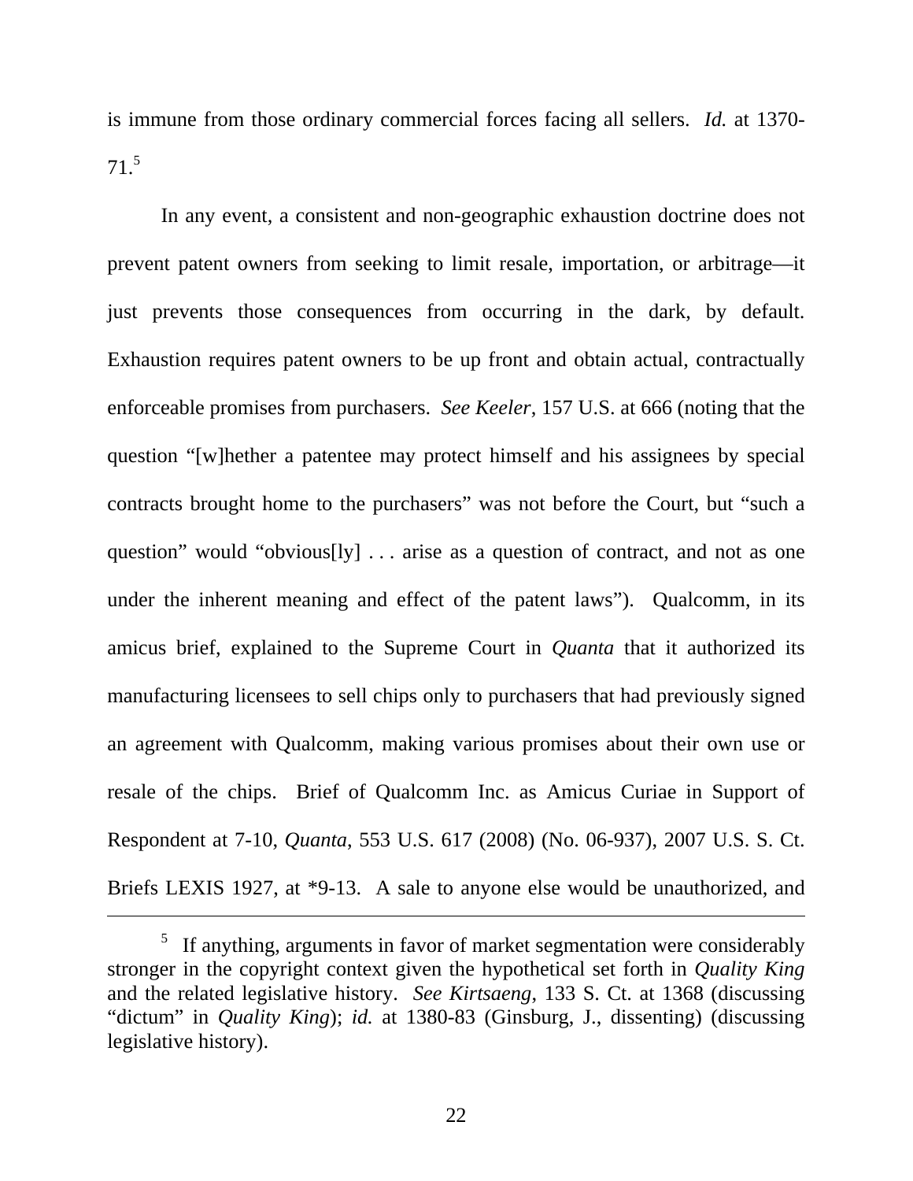is immune from those ordinary commercial forces facing all sellers. *Id.* at 1370-71.[5]

In any event, a consistent and non-geographic exhaustion doctrine does not prevent patent owners from seeking to limit resale, importation, or arbitrage—it just prevents those consequences from occurring in the dark, by default. Exhaustion requires patent owners to be up front and obtain actual, contractually enforceable promises from purchasers. *See Keeler*, 157 U.S. at 666 (noting that the question "[w]hether a patentee may protect himself and his assignees by special contracts brought home to the purchasers" was not before the Court, but "such a question" would "obvious[ly] . . . arise as a question of contract, and not as one under the inherent meaning and effect of the patent laws"). Qualcomm, in its amicus brief, explained to the Supreme Court in *Quanta* that it authorized its manufacturing licensees to sell chips only to purchasers that had previously signed an agreement with Qualcomm, making various promises about their own use or resale of the chips. Brief of Qualcomm Inc. as Amicus Curiae in Support of Respondent at 7-10, *Quanta*, 553 U.S. 617 (2008) (No. 06-937), 2007 U.S. S. Ct. Briefs LEXIS 1927, at *9-13. A sale to anyone else would be unauthorized, and

---

[5] If anything, arguments in favor of market segmentation were considerably stronger in the copyright context given the hypothetical set forth in *Quality King* and the related legislative history. *See Kirtsaeng*, 133 S. Ct. at 1368 (discussing "dictum" in *Quality King*); *id.* at 1380-83 (Ginsburg, J., dissenting) (discussing legislative history).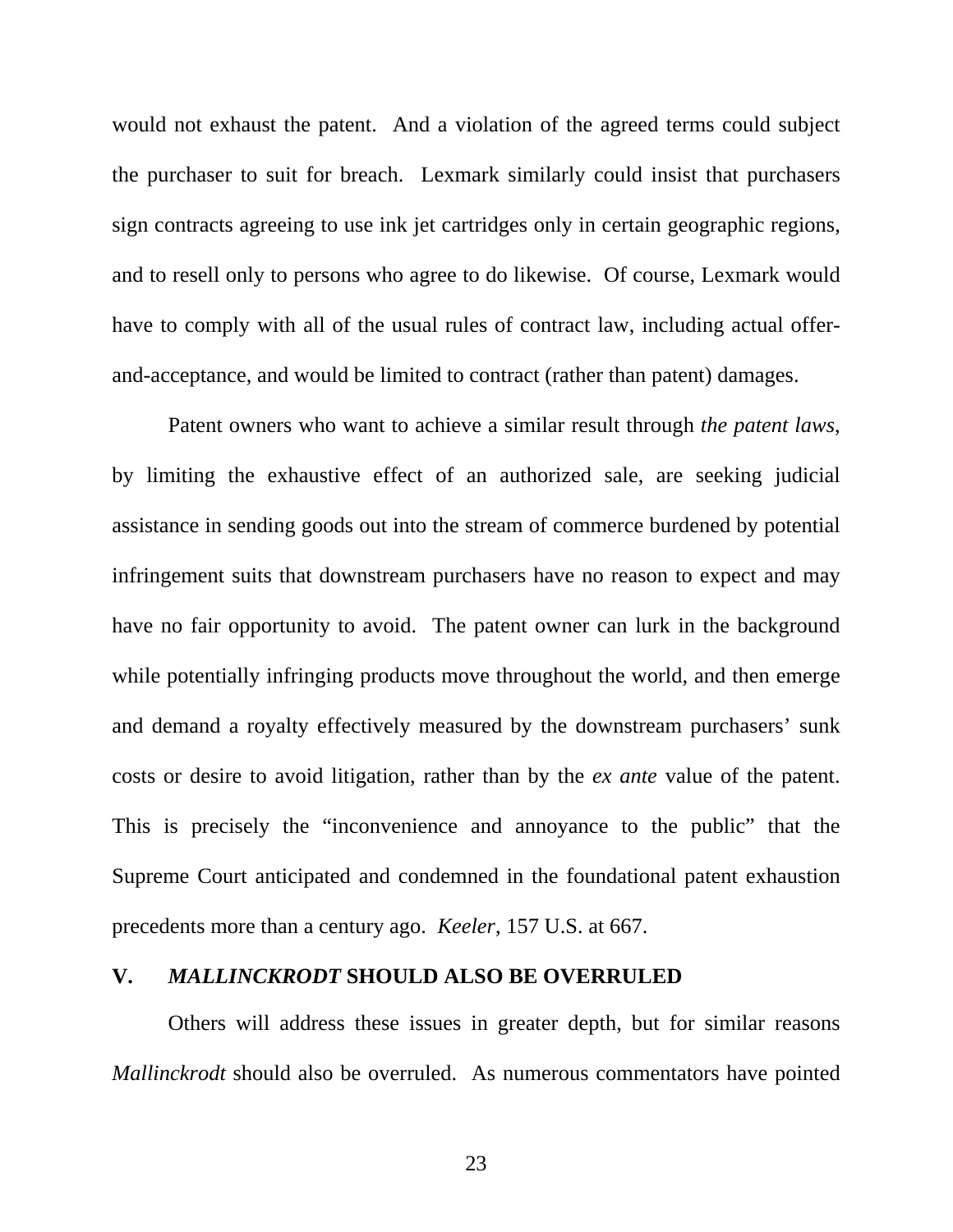would not exhaust the patent. And a violation of the agreed terms could subject the purchaser to suit for breach. Lexmark similarly could insist that purchasers sign contracts agreeing to use ink jet cartridges only in certain geographic regions, and to resell only to persons who agree to do likewise. Of course, Lexmark would have to comply with all of the usual rules of contract law, including actual offer-and-acceptance, and would be limited to contract (rather than patent) damages.

Patent owners who want to achieve a similar result through *the patent laws*, by limiting the exhaustive effect of an authorized sale, are seeking judicial assistance in sending goods out into the stream of commerce burdened by potential infringement suits that downstream purchasers have no reason to expect and may have no fair opportunity to avoid. The patent owner can lurk in the background while potentially infringing products move throughout the world, and then emerge and demand a royalty effectively measured by the downstream purchasers' sunk costs or desire to avoid litigation, rather than by the *ex ante* value of the patent. This is precisely the "inconvenience and annoyance to the public" that the Supreme Court anticipated and condemned in the foundational patent exhaustion precedents more than a century ago. *Keeler*, 157 U.S. at 667.

## V. *MALLINCKRODT* SHOULD ALSO BE OVERRULED

Others will address these issues in greater depth, but for similar reasons *Mallinckrodt* should also be overruled. As numerous commentators have pointed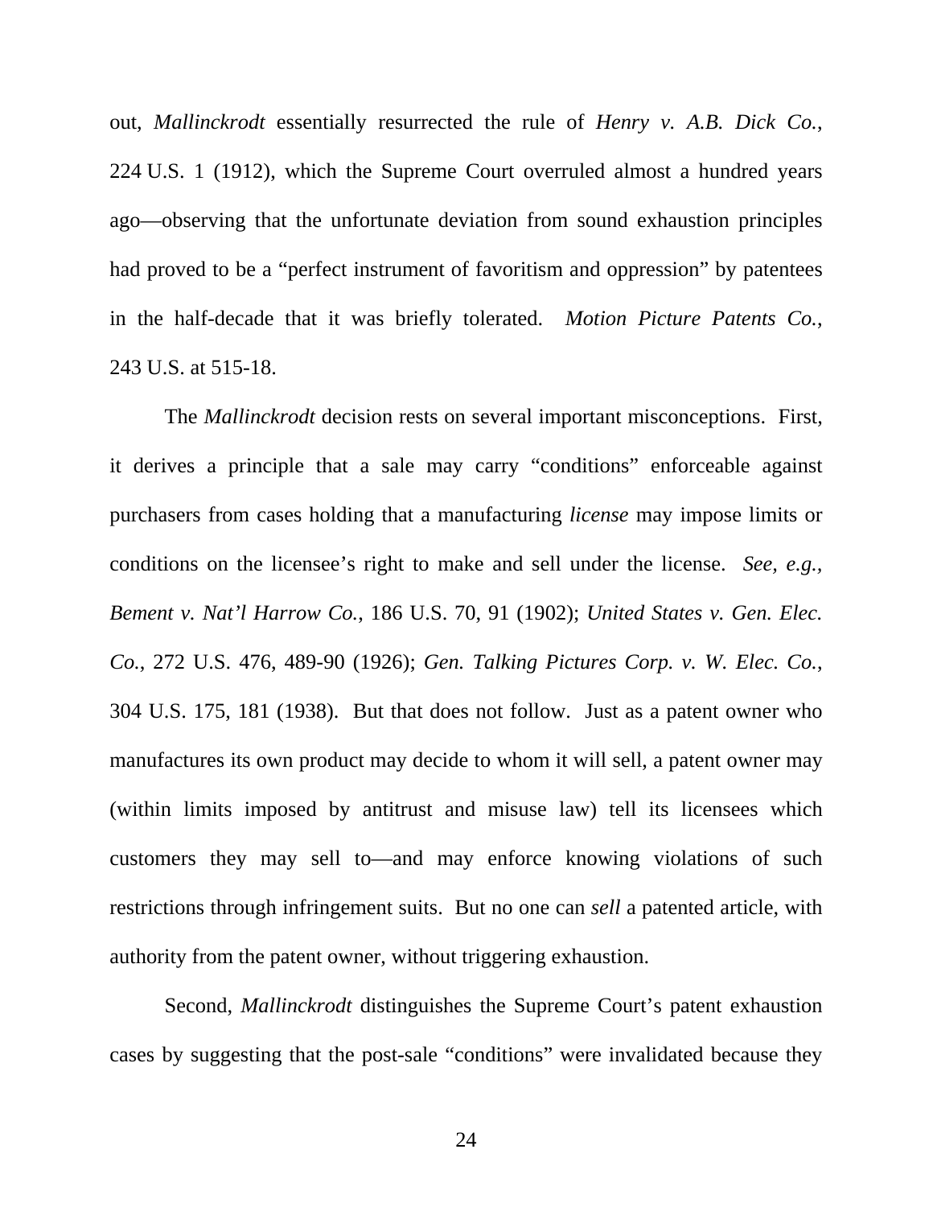out, *Mallinckrodt* essentially resurrected the rule of *Henry v. A.B. Dick Co.*, 224 U.S. 1 (1912), which the Supreme Court overruled almost a hundred years ago—observing that the unfortunate deviation from sound exhaustion principles had proved to be a "perfect instrument of favoritism and oppression" by patentees in the half-decade that it was briefly tolerated. *Motion Picture Patents Co.*, 243 U.S. at 515-18.

The *Mallinckrodt* decision rests on several important misconceptions. First, it derives a principle that a sale may carry "conditions" enforceable against purchasers from cases holding that a manufacturing *license* may impose limits or conditions on the licensee's right to make and sell under the license. *See, e.g.*, *Bement v. Nat'l Harrow Co.*, 186 U.S. 70, 91 (1902); *United States v. Gen. Elec. Co.*, 272 U.S. 476, 489-90 (1926); *Gen. Talking Pictures Corp. v. W. Elec. Co.*, 304 U.S. 175, 181 (1938). But that does not follow. Just as a patent owner who manufactures its own product may decide to whom it will sell, a patent owner may (within limits imposed by antitrust and misuse law) tell its licensees which customers they may sell to—and may enforce knowing violations of such restrictions through infringement suits. But no one can *sell* a patented article, with authority from the patent owner, without triggering exhaustion.

Second, *Mallinckrodt* distinguishes the Supreme Court's patent exhaustion cases by suggesting that the post-sale "conditions" were invalidated because they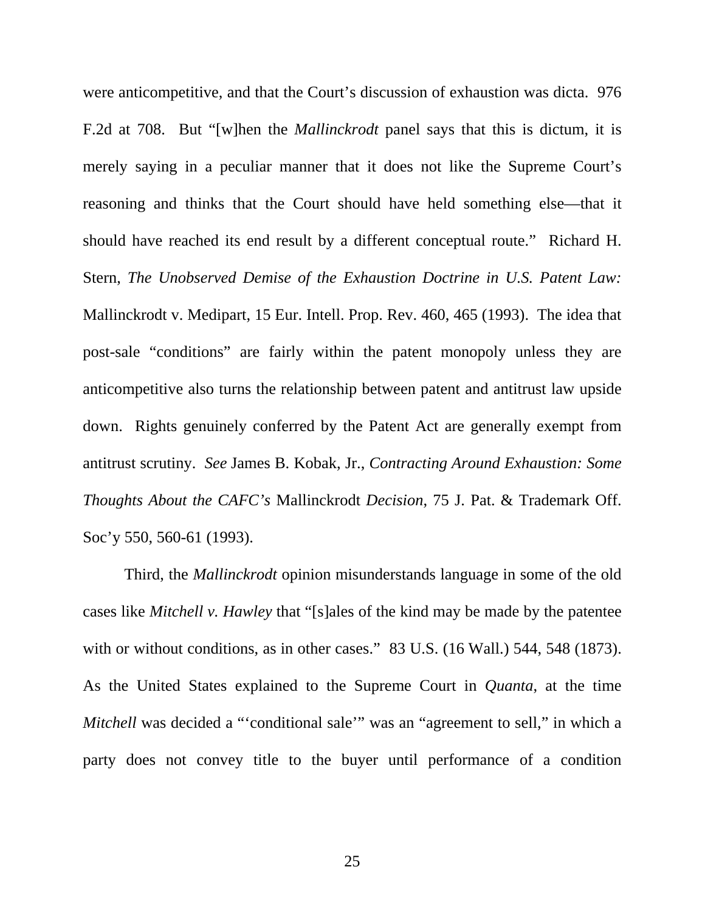were anticompetitive, and that the Court's discussion of exhaustion was dicta. 976 F.2d at 708. But "[w]hen the *Mallinckrodt* panel says that this is dictum, it is merely saying in a peculiar manner that it does not like the Supreme Court's reasoning and thinks that the Court should have held something else—that it should have reached its end result by a different conceptual route." Richard H. Stern, *The Unobserved Demise of the Exhaustion Doctrine in U.S. Patent Law:* Mallinckrodt v. Medipart, 15 Eur. Intell. Prop. Rev. 460, 465 (1993). The idea that post-sale "conditions" are fairly within the patent monopoly unless they are anticompetitive also turns the relationship between patent and antitrust law upside down. Rights genuinely conferred by the Patent Act are generally exempt from antitrust scrutiny. *See* James B. Kobak, Jr., *Contracting Around Exhaustion: Some Thoughts About the CAFC's* Mallinckrodt *Decision*, 75 J. Pat. & Trademark Off. Soc'y 550, 560-61 (1993).

Third, the *Mallinckrodt* opinion misunderstands language in some of the old cases like *Mitchell v. Hawley* that "[s]ales of the kind may be made by the patentee with or without conditions, as in other cases." 83 U.S. (16 Wall.) 544, 548 (1873). As the United States explained to the Supreme Court in *Quanta*, at the time *Mitchell* was decided a "'conditional sale'" was an "agreement to sell," in which a party does not convey title to the buyer until performance of a condition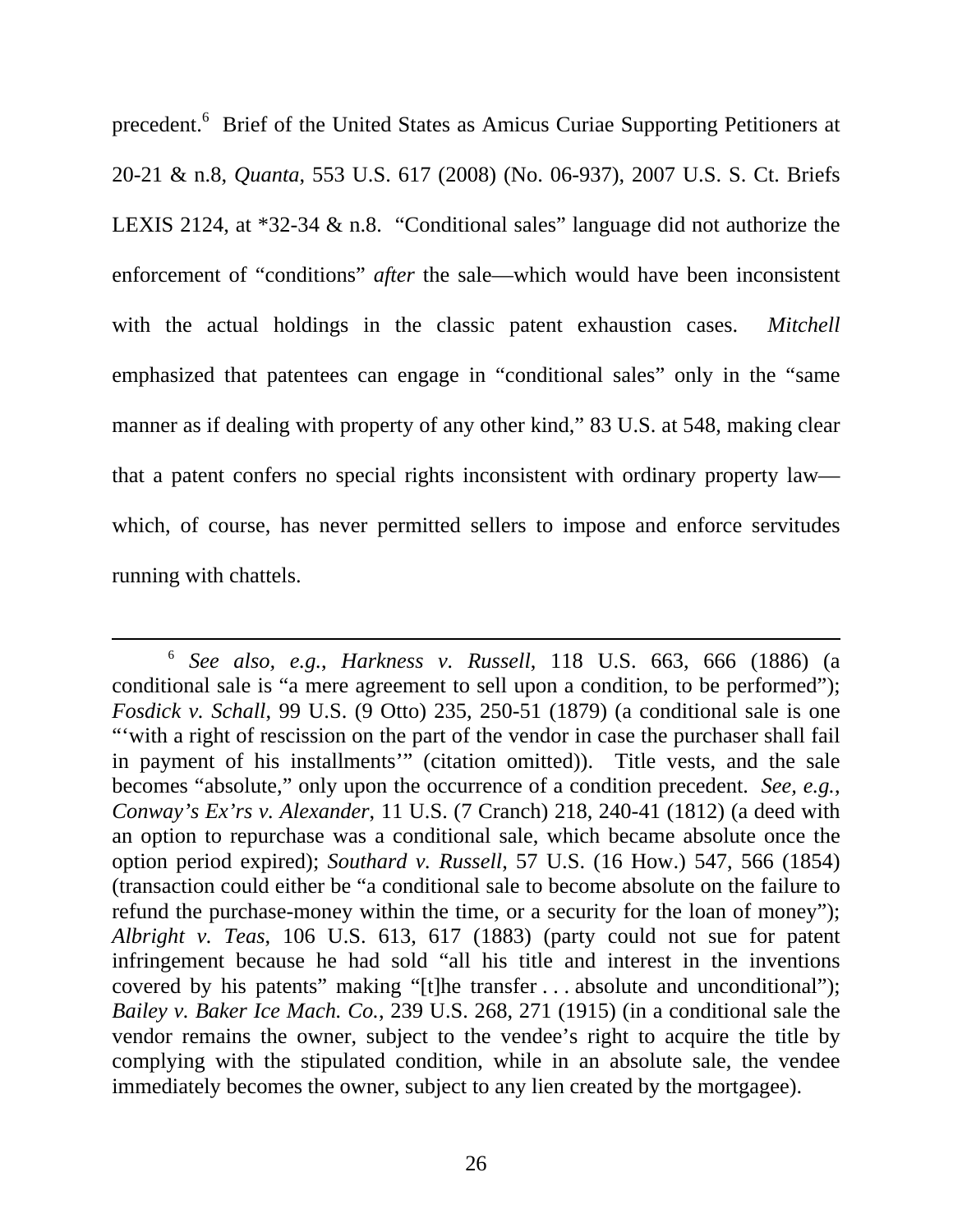precedent.[6] Brief of the United States as Amicus Curiae Supporting Petitioners at 20-21 & n.8, *Quanta*, 553 U.S. 617 (2008) (No. 06-937), 2007 U.S. S. Ct. Briefs LEXIS 2124, at *32-34 & n.8. "Conditional sales" language did not authorize the enforcement of "conditions" *after* the sale—which would have been inconsistent with the actual holdings in the classic patent exhaustion cases. *Mitchell* emphasized that patentees can engage in "conditional sales" only in the "same manner as if dealing with property of any other kind," 83 U.S. at 548, making clear that a patent confers no special rights inconsistent with ordinary property law—which, of course, has never permitted sellers to impose and enforce servitudes running with chattels.

---

[6] *See also, e.g.*, *Harkness v. Russell*, 118 U.S. 663, 666 (1886) (a conditional sale is "a mere agreement to sell upon a condition, to be performed"); *Fosdick v. Schall*, 99 U.S. (9 Otto) 235, 250-51 (1879) (a conditional sale is one "'with a right of rescission on the part of the vendor in case the purchaser shall fail in payment of his installments'" (citation omitted)). Title vests, and the sale becomes "absolute," only upon the occurrence of a condition precedent. *See, e.g.*, *Conway's Ex'rs v. Alexander*, 11 U.S. (7 Cranch) 218, 240-41 (1812) (a deed with an option to repurchase was a conditional sale, which became absolute once the option period expired); *Southard v. Russell*, 57 U.S. (16 How.) 547, 566 (1854) (transaction could either be "a conditional sale to become absolute on the failure to refund the purchase-money within the time, or a security for the loan of money"); *Albright v. Teas*, 106 U.S. 613, 617 (1883) (party could not sue for patent infringement because he had sold "all his title and interest in the inventions covered by his patents" making "[t]he transfer . . . absolute and unconditional"); *Bailey v. Baker Ice Mach. Co.*, 239 U.S. 268, 271 (1915) (in a conditional sale the vendor remains the owner, subject to the vendee's right to acquire the title by complying with the stipulated condition, while in an absolute sale, the vendee immediately becomes the owner, subject to any lien created by the mortgagee).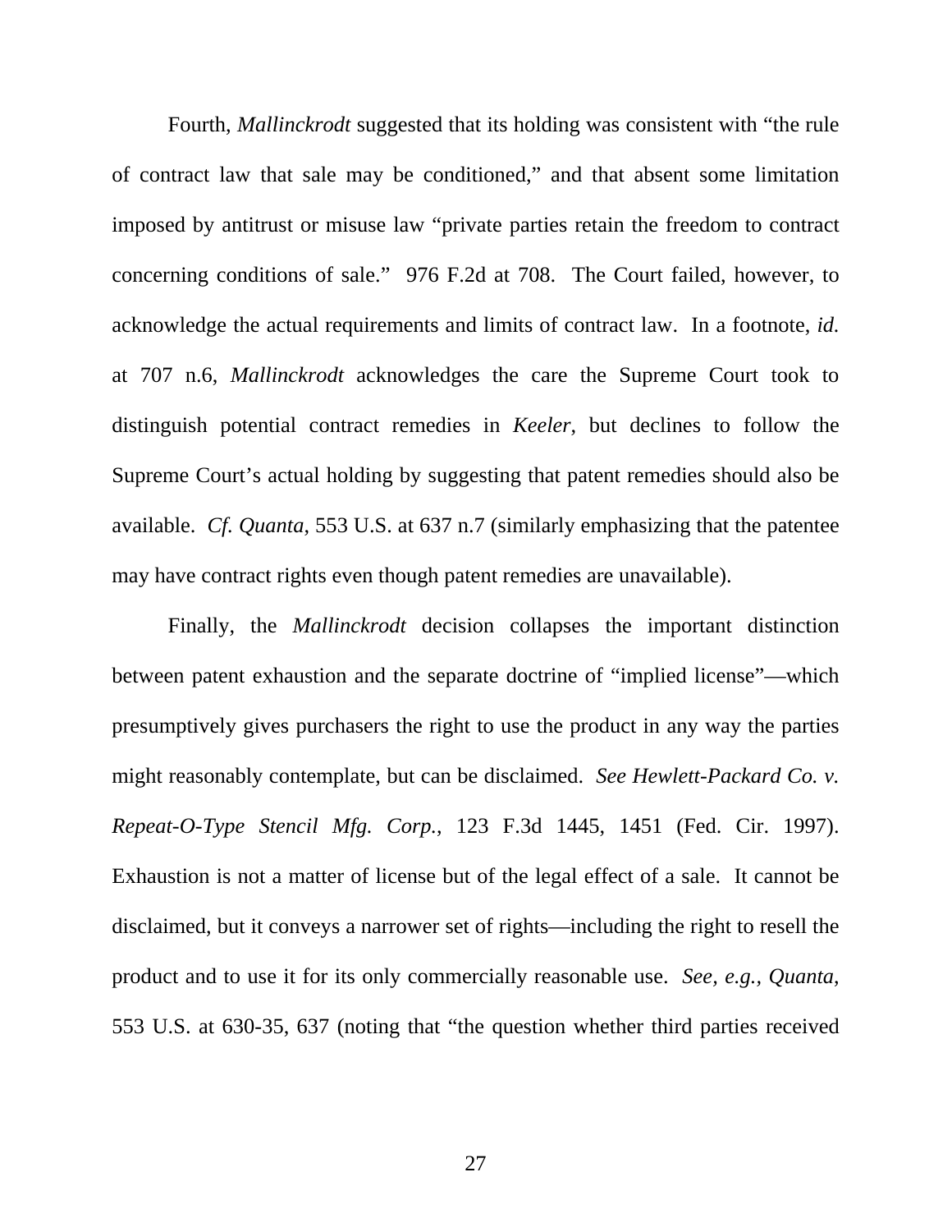Fourth, *Mallinckrodt* suggested that its holding was consistent with "the rule of contract law that sale may be conditioned," and that absent some limitation imposed by antitrust or misuse law "private parties retain the freedom to contract concerning conditions of sale." 976 F.2d at 708. The Court failed, however, to acknowledge the actual requirements and limits of contract law. In a footnote, *id.* at 707 n.6, *Mallinckrodt* acknowledges the care the Supreme Court took to distinguish potential contract remedies in *Keeler*, but declines to follow the Supreme Court's actual holding by suggesting that patent remedies should also be available. *Cf. Quanta*, 553 U.S. at 637 n.7 (similarly emphasizing that the patentee may have contract rights even though patent remedies are unavailable).

Finally, the *Mallinckrodt* decision collapses the important distinction between patent exhaustion and the separate doctrine of "implied license"—which presumptively gives purchasers the right to use the product in any way the parties might reasonably contemplate, but can be disclaimed. *See Hewlett-Packard Co. v. Repeat-O-Type Stencil Mfg. Corp.*, 123 F.3d 1445, 1451 (Fed. Cir. 1997). Exhaustion is not a matter of license but of the legal effect of a sale. It cannot be disclaimed, but it conveys a narrower set of rights—including the right to resell the product and to use it for its only commercially reasonable use. *See, e.g., Quanta*, 553 U.S. at 630-35, 637 (noting that "the question whether third parties received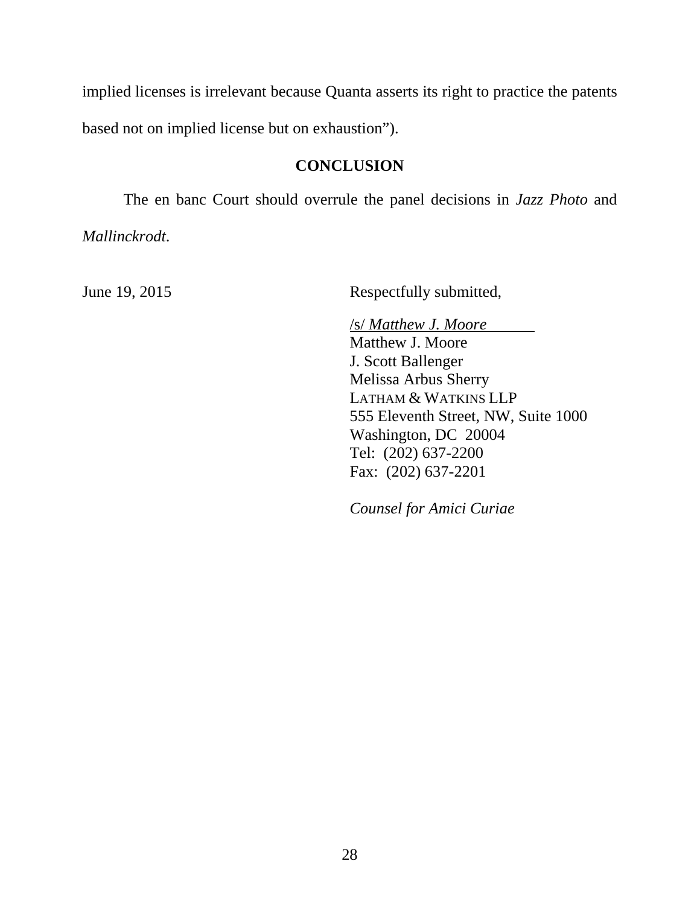implied licenses is irrelevant because Quanta asserts its right to practice the patents based not on implied license but on exhaustion").

## CONCLUSION

The en banc Court should overrule the panel decisions in *Jazz Photo* and *Mallinckrodt*.

June 19, 2015

Respectfully submitted,

/s/ *Matthew J. Moore*
Matthew J. Moore
J. Scott Ballenger
Melissa Arbus Sherry
LATHAM & WATKINS LLP
555 Eleventh Street, NW, Suite 1000
Washington, DC 20004
Tel: (202) 637-2200
Fax: (202) 637-2201

*Counsel for Amici Curiae*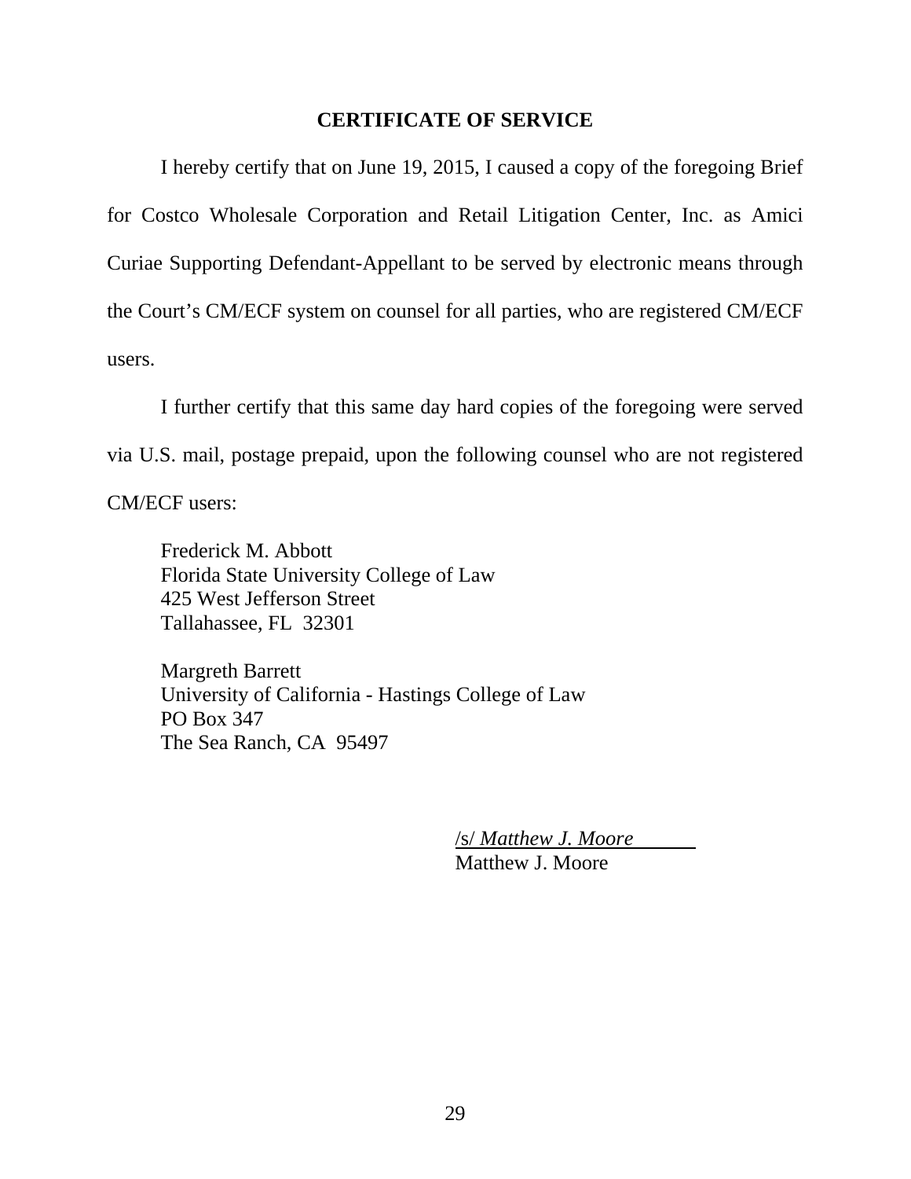## CERTIFICATE OF SERVICE

I hereby certify that on June 19, 2015, I caused a copy of the foregoing Brief for Costco Wholesale Corporation and Retail Litigation Center, Inc. as Amici Curiae Supporting Defendant-Appellant to be served by electronic means through the Court's CM/ECF system on counsel for all parties, who are registered CM/ECF users.

I further certify that this same day hard copies of the foregoing were served via U.S. mail, postage prepaid, upon the following counsel who are not registered CM/ECF users:

Frederick M. Abbott
Florida State University College of Law
425 West Jefferson Street
Tallahassee, FL 32301

Margreth Barrett
University of California - Hastings College of Law
PO Box 347
The Sea Ranch, CA 95497

/s/ *Matthew J. Moore*
Matthew J. Moore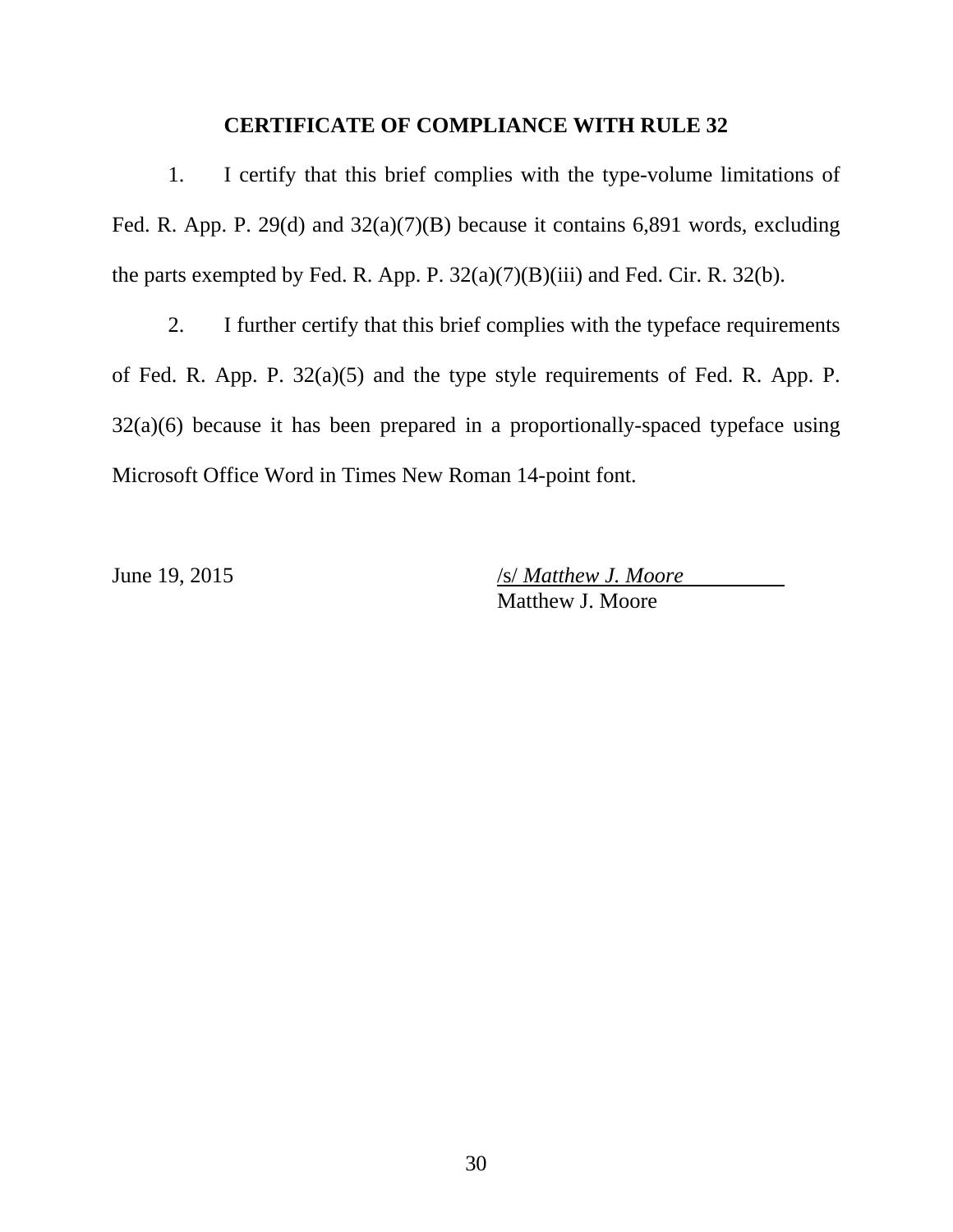**CERTIFICATE OF COMPLIANCE WITH RULE 32**

1. I certify that this brief complies with the type-volume limitations of Fed. R. App. P. 29(d) and 32(a)(7)(B) because it contains 6,891 words, excluding the parts exempted by Fed. R. App. P. 32(a)(7)(B)(iii) and Fed. Cir. R. 32(b).

2. I further certify that this brief complies with the typeface requirements of Fed. R. App. P. 32(a)(5) and the type style requirements of Fed. R. App. P. 32(a)(6) because it has been prepared in a proportionally-spaced typeface using Microsoft Office Word in Times New Roman 14-point font.

June 19, 2015

/s/ *Matthew J. Moore*
Matthew J. Moore